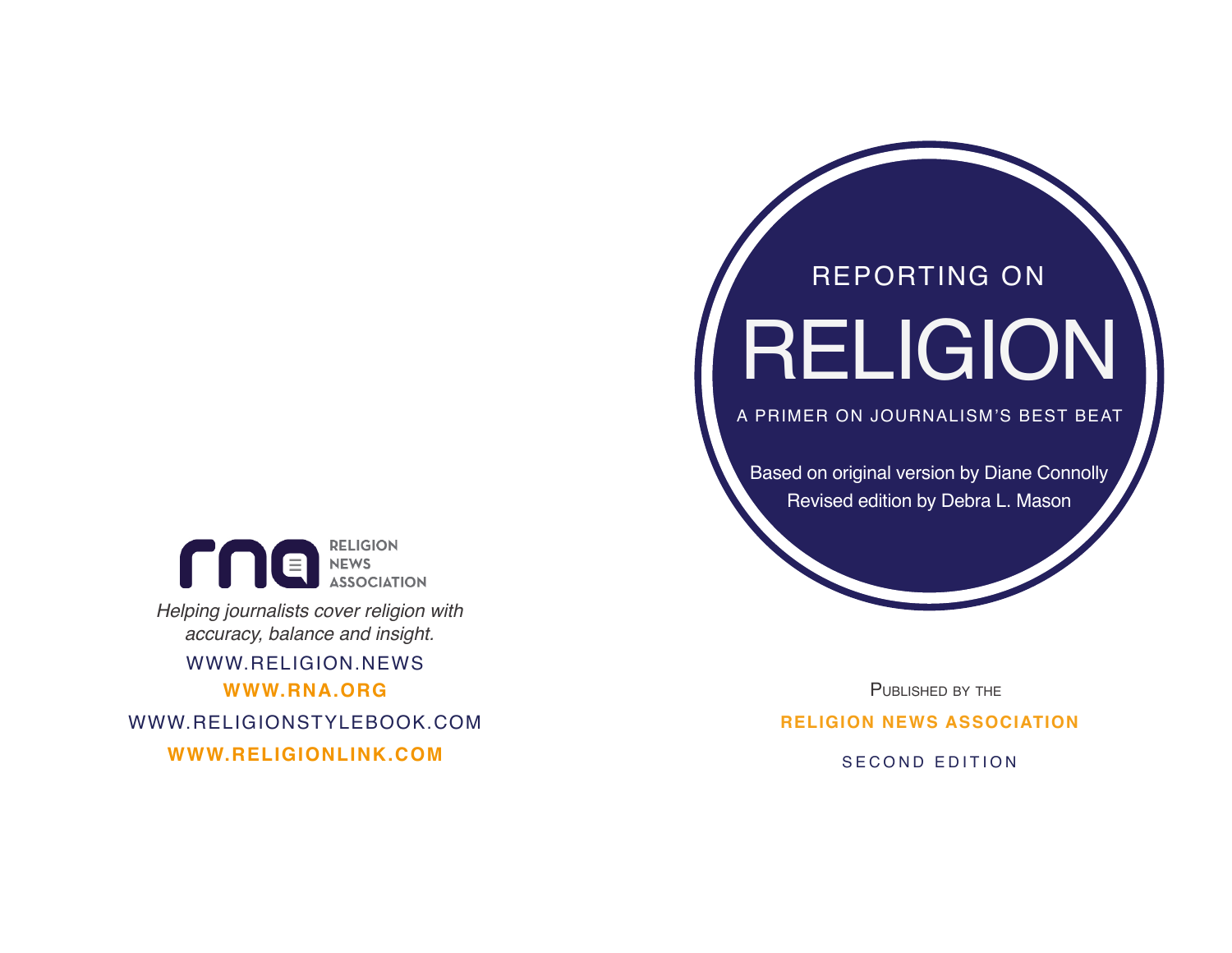# REPORTING ON RELIGION

## A PRIMER ON JOURNALISM'S BEST BEAT

Based on original version by Diane Connolly
Revised edition by Debra L. Mason

PUBLISHED BY THE

**RELIGION NEWS ASSOCIATION**

SECOND EDITION

RELIGION NEWS ASSOCIATION

*Helping journalists cover religion with accuracy, balance and insight.*

WWW.RELIGION.NEWS

**WWW.RNA.ORG**

WWW.RELIGIONSTYLEBOOK.COM

**WWW.RELIGIONLINK.COM**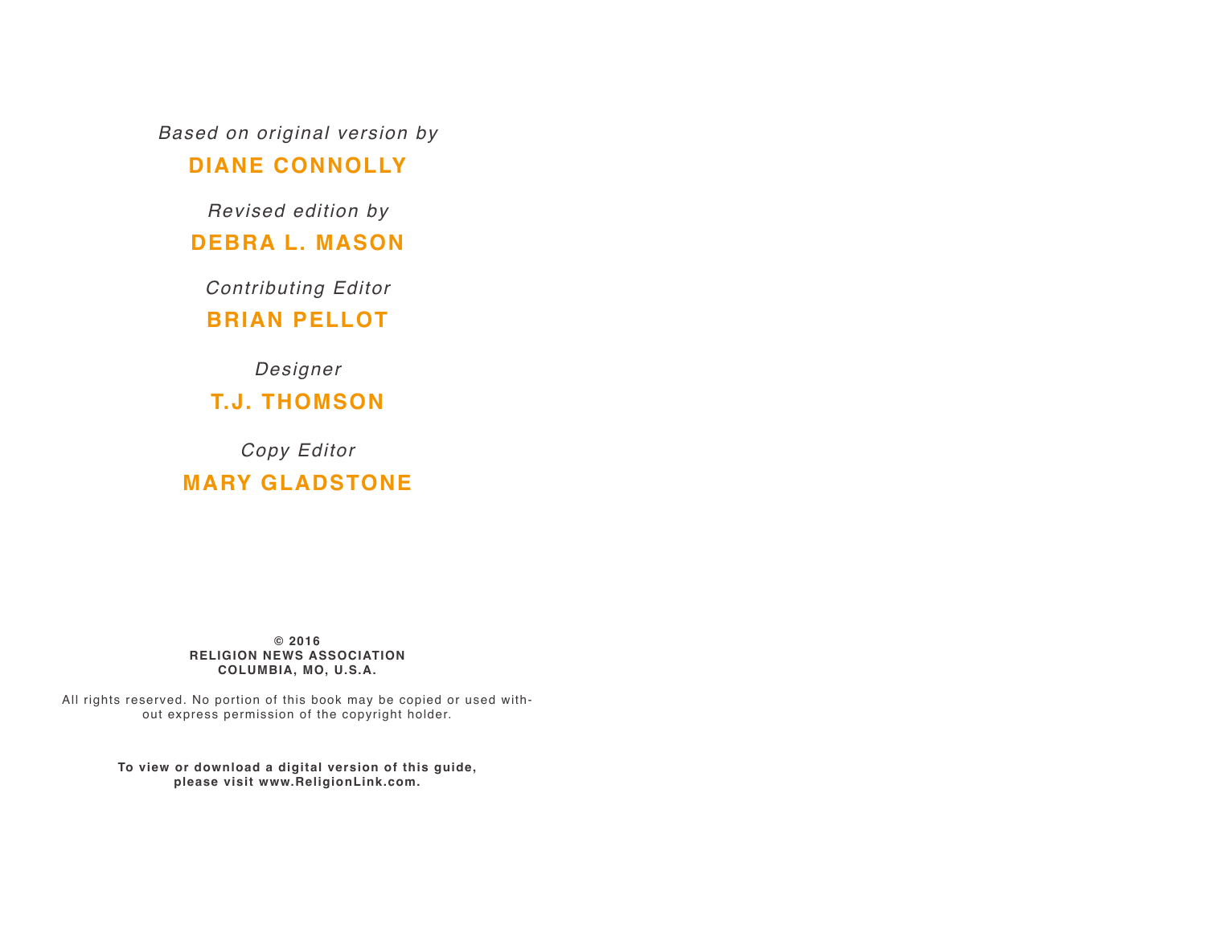*Based on original version by*

**DIANE CONNOLLY**

*Revised edition by*

**DEBRA L. MASON**

*Contributing Editor*

**BRIAN PELLOT**

*Designer*

**T.J. THOMSON**

*Copy Editor*

**MARY GLADSTONE**

**© 2016**
**RELIGION NEWS ASSOCIATION**
**COLUMBIA, MO, U.S.A.**

All rights reserved. No portion of this book may be copied or used without express permission of the copyright holder.

**To view or download a digital version of this guide, please visit www.ReligionLink.com.**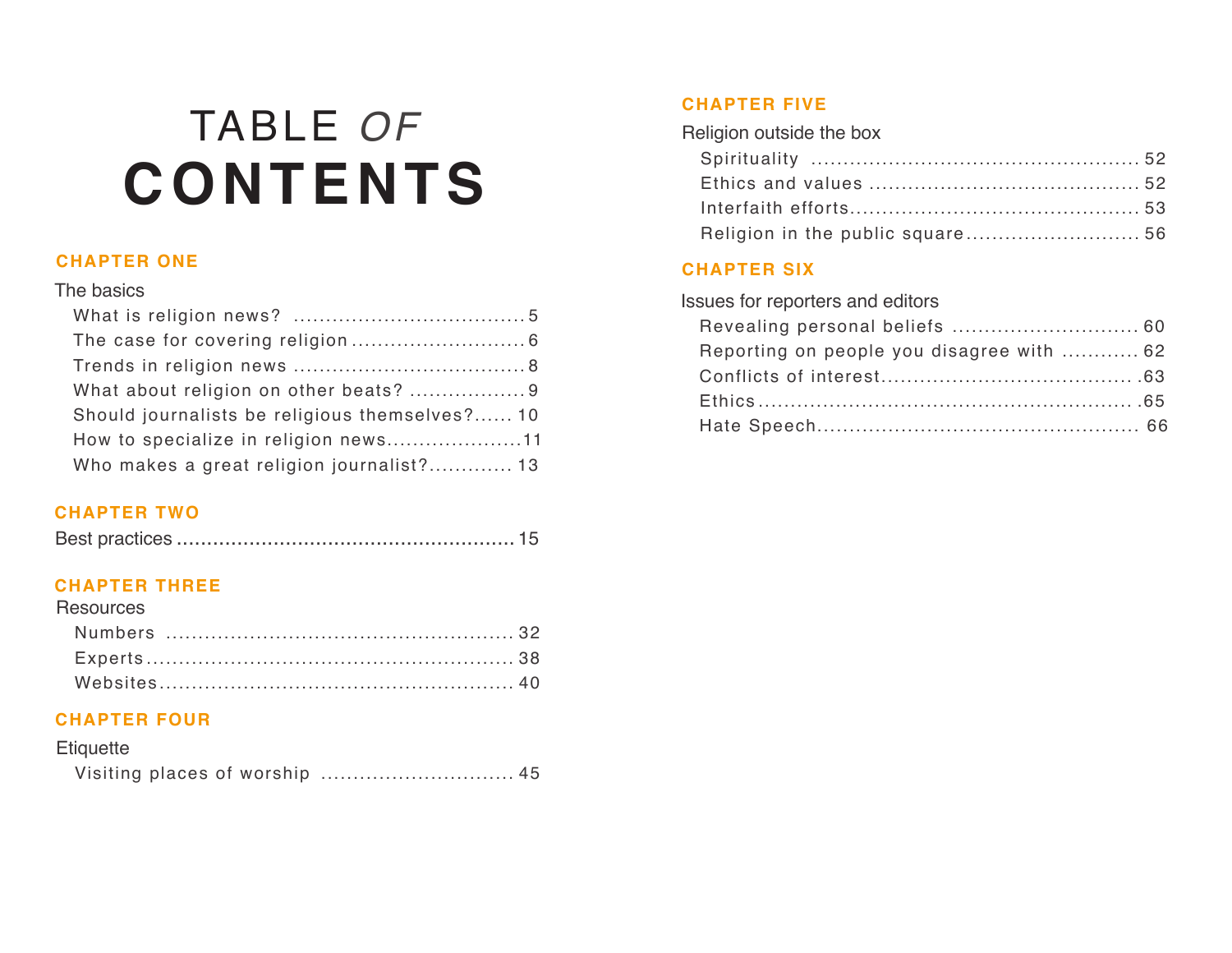# TABLE *OF* CONTENTS

## CHAPTER ONE

The basics

- What is religion news? .................................... 5
- The case for covering religion .......................... 6
- Trends in religion news .................................... 8
- What about religion on other beats? .................. 9
- Should journalists be religious themselves?...... 10
- How to specialize in religion news.....................11
- Who makes a great religion journalist?............. 13

## CHAPTER TWO

Best practices ........................................................ 15

## CHAPTER THREE

Resources

- Numbers ..................................................... 32
- Experts........................................................ 38
- Websites...................................................... 40

## CHAPTER FOUR

Etiquette

- Visiting places of worship .............................. 45

## CHAPTER FIVE

Religion outside the box

- Spirituality .................................................. 52
- Ethics and values ......................................... 52
- Interfaith efforts............................................ 53
- Religion in the public square........................... 56

## CHAPTER SIX

Issues for reporters and editors

- Revealing personal beliefs ............................ 60
- Reporting on people you disagree with ............ 62
- Conflicts of interest...................................... .63
- Ethics........................................................ .65
- Hate Speech................................................ 66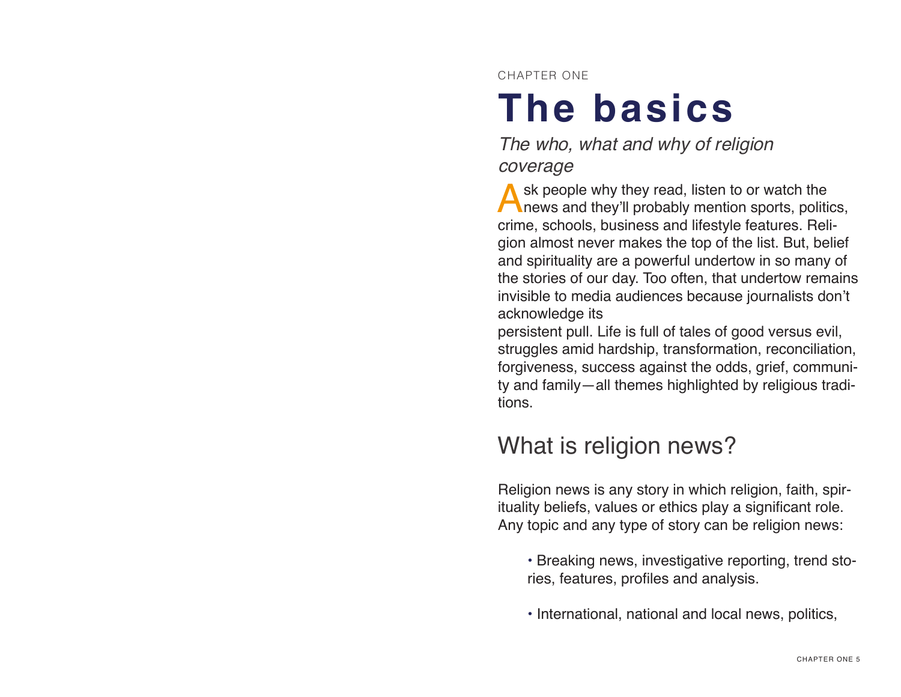CHAPTER ONE

# The basics

*The who, what and why of religion coverage*

Ask people why they read, listen to or watch the news and they'll probably mention sports, politics, crime, schools, business and lifestyle features. Religion almost never makes the top of the list. But, belief and spirituality are a powerful undertow in so many of the stories of our day. Too often, that undertow remains invisible to media audiences because journalists don't acknowledge its persistent pull. Life is full of tales of good versus evil, struggles amid hardship, transformation, reconciliation, forgiveness, success against the odds, grief, community and family—all themes highlighted by religious traditions.

## What is religion news?

Religion news is any story in which religion, faith, spirituality beliefs, values or ethics play a significant role. Any topic and any type of story can be religion news:

- Breaking news, investigative reporting, trend stories, features, profiles and analysis.
- International, national and local news, politics,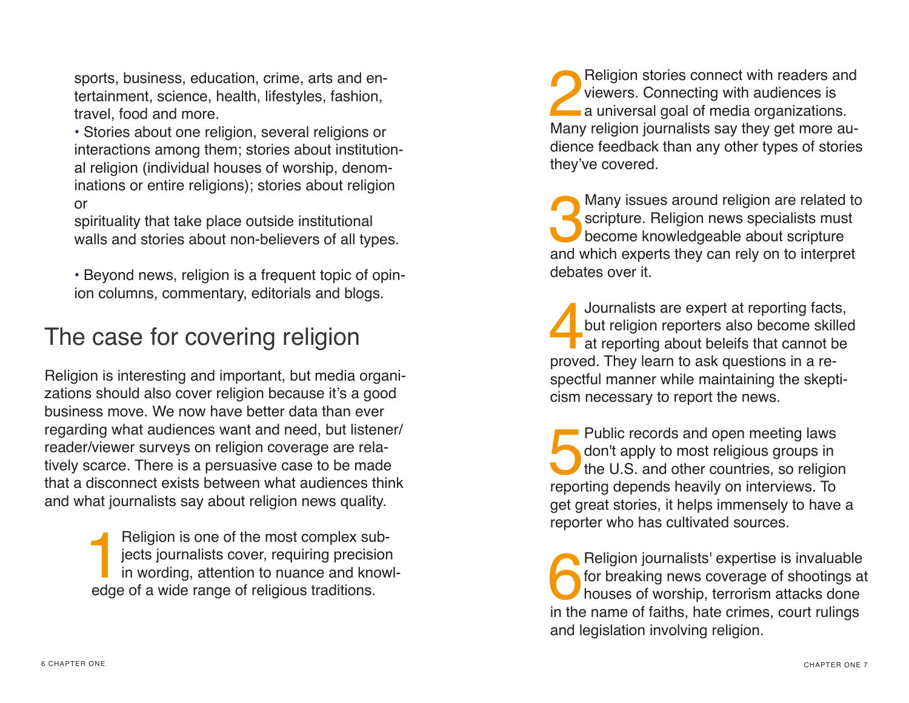sports, business, education, crime, arts and entertainment, science, health, lifestyles, fashion, travel, food and more.

- Stories about one religion, several religions or interactions among them; stories about institutional religion (individual houses of worship, denominations or entire religions); stories about religion or spirituality that take place outside institutional walls and stories about non-believers of all types.

- Beyond news, religion is a frequent topic of opinion columns, commentary, editorials and blogs.

## The case for covering religion

Religion is interesting and important, but media organizations should also cover religion because it's a good business move. We now have better data than ever regarding what audiences want and need, but listener/reader/viewer surveys on religion coverage are relatively scarce. There is a persuasive case to be made that a disconnect exists between what audiences think and what journalists say about religion news quality.

1. Religion is one of the most complex subjects journalists cover, requiring precision in wording, attention to nuance and knowledge of a wide range of religious traditions.

2. Religion stories connect with readers and viewers. Connecting with audiences is a universal goal of media organizations. Many religion journalists say they get more audience feedback than any other types of stories they've covered.

3. Many issues around religion are related to scripture. Religion news specialists must become knowledgeable about scripture and which experts they can rely on to interpret debates over it.

4. Journalists are expert at reporting facts, but religion reporters also become skilled at reporting about beleifs that cannot be proved. They learn to ask questions in a respectful manner while maintaining the skepticism necessary to report the news.

5. Public records and open meeting laws don't apply to most religious groups in the U.S. and other countries, so religion reporting depends heavily on interviews. To get great stories, it helps immensely to have a reporter who has cultivated sources.

6. Religion journalists' expertise is invaluable for breaking news coverage of shootings at houses of worship, terrorism attacks done in the name of faiths, hate crimes, court rulings and legislation involving religion.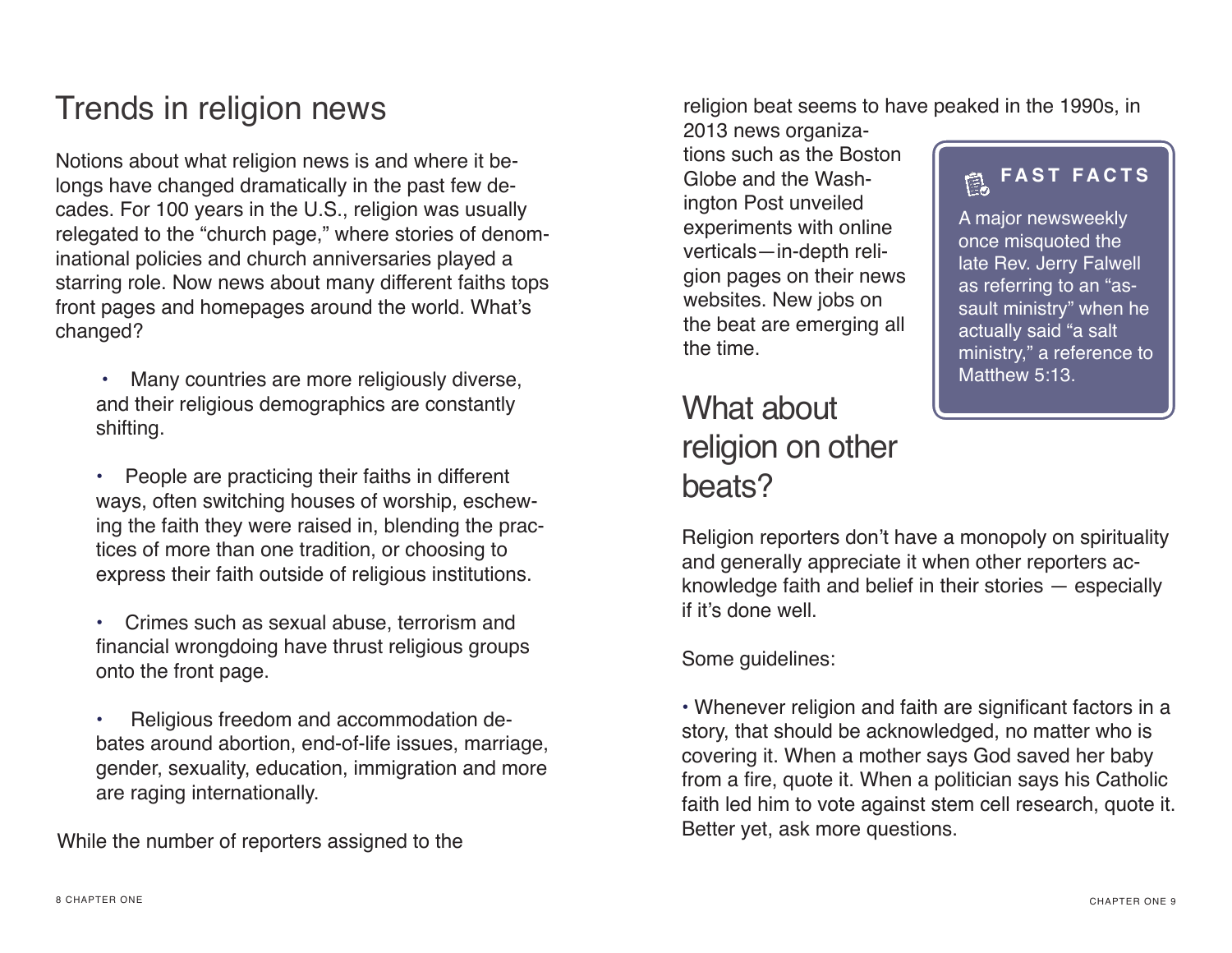## Trends in religion news

Notions about what religion news is and where it belongs have changed dramatically in the past few decades. For 100 years in the U.S., religion was usually relegated to the "church page," where stories of denominational policies and church anniversaries played a starring role. Now news about many different faiths tops front pages and homepages around the world. What's changed?

- Many countries are more religiously diverse, and their religious demographics are constantly shifting.
- People are practicing their faiths in different ways, often switching houses of worship, eschewing the faith they were raised in, blending the practices of more than one tradition, or choosing to express their faith outside of religious institutions.
- Crimes such as sexual abuse, terrorism and financial wrongdoing have thrust religious groups onto the front page.
- Religious freedom and accommodation debates around abortion, end-of-life issues, marriage, gender, sexuality, education, immigration and more are raging internationally.

While the number of reporters assigned to the religion beat seems to have peaked in the 1990s, in 2013 news organizations such as the Boston Globe and the Washington Post unveiled experiments with online verticals—in-depth religion pages on their news websites. New jobs on the beat are emerging all the time.

> **FAST FACTS**
>
> A major newsweekly once misquoted the late Rev. Jerry Falwell as referring to an "assault ministry" when he actually said "a salt ministry," a reference to Matthew 5:13.

## What about religion on other beats?

Religion reporters don't have a monopoly on spirituality and generally appreciate it when other reporters acknowledge faith and belief in their stories — especially if it's done well.

Some guidelines:

- Whenever religion and faith are significant factors in a story, that should be acknowledged, no matter who is covering it. When a mother says God saved her baby from a fire, quote it. When a politician says his Catholic faith led him to vote against stem cell research, quote it. Better yet, ask more questions.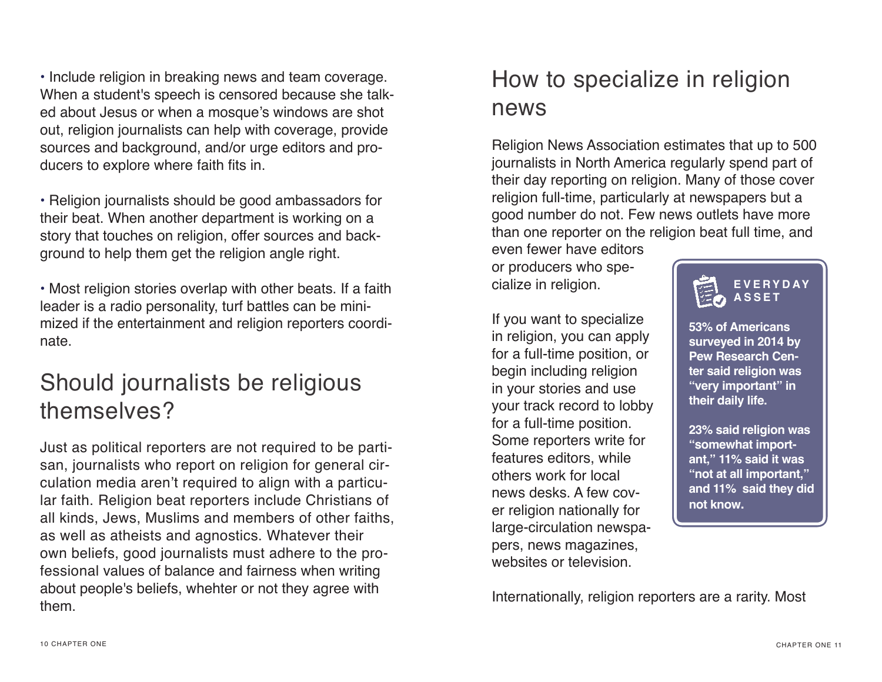- Include religion in breaking news and team coverage. When a student's speech is censored because she talked about Jesus or when a mosque's windows are shot out, religion journalists can help with coverage, provide sources and background, and/or urge editors and producers to explore where faith fits in.

- Religion journalists should be good ambassadors for their beat. When another department is working on a story that touches on religion, offer sources and background to help them get the religion angle right.

- Most religion stories overlap with other beats. If a faith leader is a radio personality, turf battles can be minimized if the entertainment and religion reporters coordinate.

## Should journalists be religious themselves?

Just as political reporters are not required to be partisan, journalists who report on religion for general circulation media aren't required to align with a particular faith. Religion beat reporters include Christians of all kinds, Jews, Muslims and members of other faiths, as well as atheists and agnostics. Whatever their own beliefs, good journalists must adhere to the professional values of balance and fairness when writing about people's beliefs, whehter or not they agree with them.

## How to specialize in religion news

Religion News Association estimates that up to 500 journalists in North America regularly spend part of their day reporting on religion. Many of those cover religion full-time, particularly at newspapers but a good number do not. Few news outlets have more than one reporter on the religion beat full time, and even fewer have editors or producers who specialize in religion.

If you want to specialize in religion, you can apply for a full-time position, or begin including religion in your stories and use your track record to lobby for a full-time position. Some reporters write for features editors, while others work for local news desks. A few cover religion nationally for large-circulation newspapers, news magazines, websites or television.

> **EVERYDAY ASSET**
>
> **53% of Americans surveyed in 2014 by Pew Research Center said religion was "very important" in their daily life.**
>
> **23% said religion was "somewhat important," 11% said it was "not at all important," and 11% said they did not know.**

Internationally, religion reporters are a rarity. Most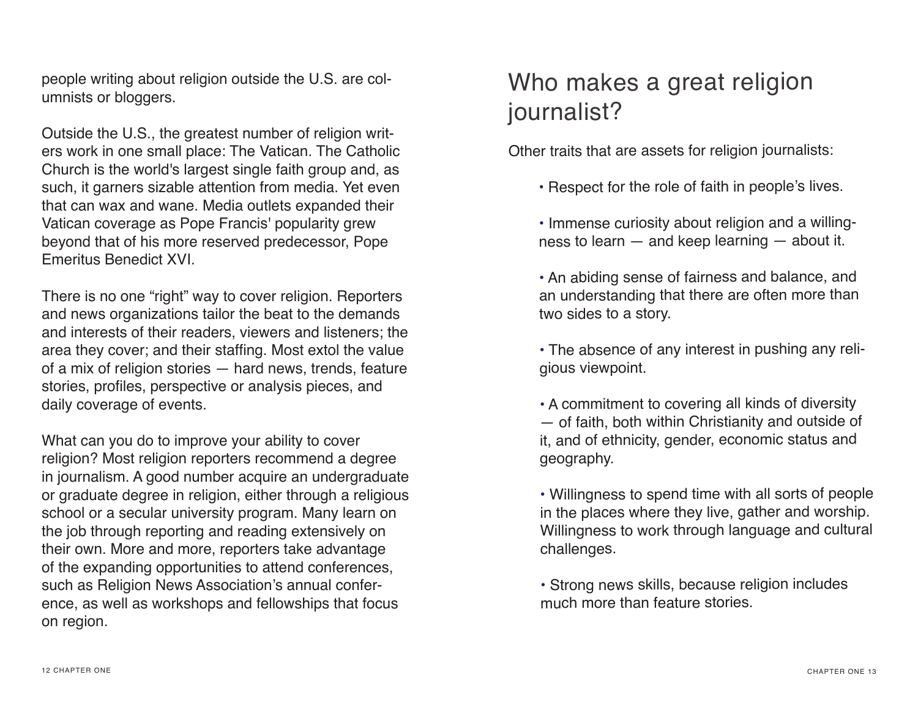people writing about religion outside the U.S. are columnists or bloggers.

Outside the U.S., the greatest number of religion writers work in one small place: The Vatican. The Catholic Church is the world's largest single faith group and, as such, it garners sizable attention from media. Yet even that can wax and wane. Media outlets expanded their Vatican coverage as Pope Francis' popularity grew beyond that of his more reserved predecessor, Pope Emeritus Benedict XVI.

There is no one “right” way to cover religion. Reporters and news organizations tailor the beat to the demands and interests of their readers, viewers and listeners; the area they cover; and their staffing. Most extol the value of a mix of religion stories — hard news, trends, feature stories, profiles, perspective or analysis pieces, and daily coverage of events.

What can you do to improve your ability to cover religion? Most religion reporters recommend a degree in journalism. A good number acquire an undergraduate or graduate degree in religion, either through a religious school or a secular university program. Many learn on the job through reporting and reading extensively on their own. More and more, reporters take advantage of the expanding opportunities to attend conferences, such as Religion News Association’s annual conference, as well as workshops and fellowships that focus on region.

# Who makes a great religion journalist?

Other traits that are assets for religion journalists:

- Respect for the role of faith in people’s lives.
- Immense curiosity about religion and a willingness to learn — and keep learning — about it.
- An abiding sense of fairness and balance, and an understanding that there are often more than two sides to a story.
- The absence of any interest in pushing any religious viewpoint.
- A commitment to covering all kinds of diversity — of faith, both within Christianity and outside of it, and of ethnicity, gender, economic status and geography.
- Willingness to spend time with all sorts of people in the places where they live, gather and worship. Willingness to work through language and cultural challenges.
- Strong news skills, because religion includes much more than feature stories.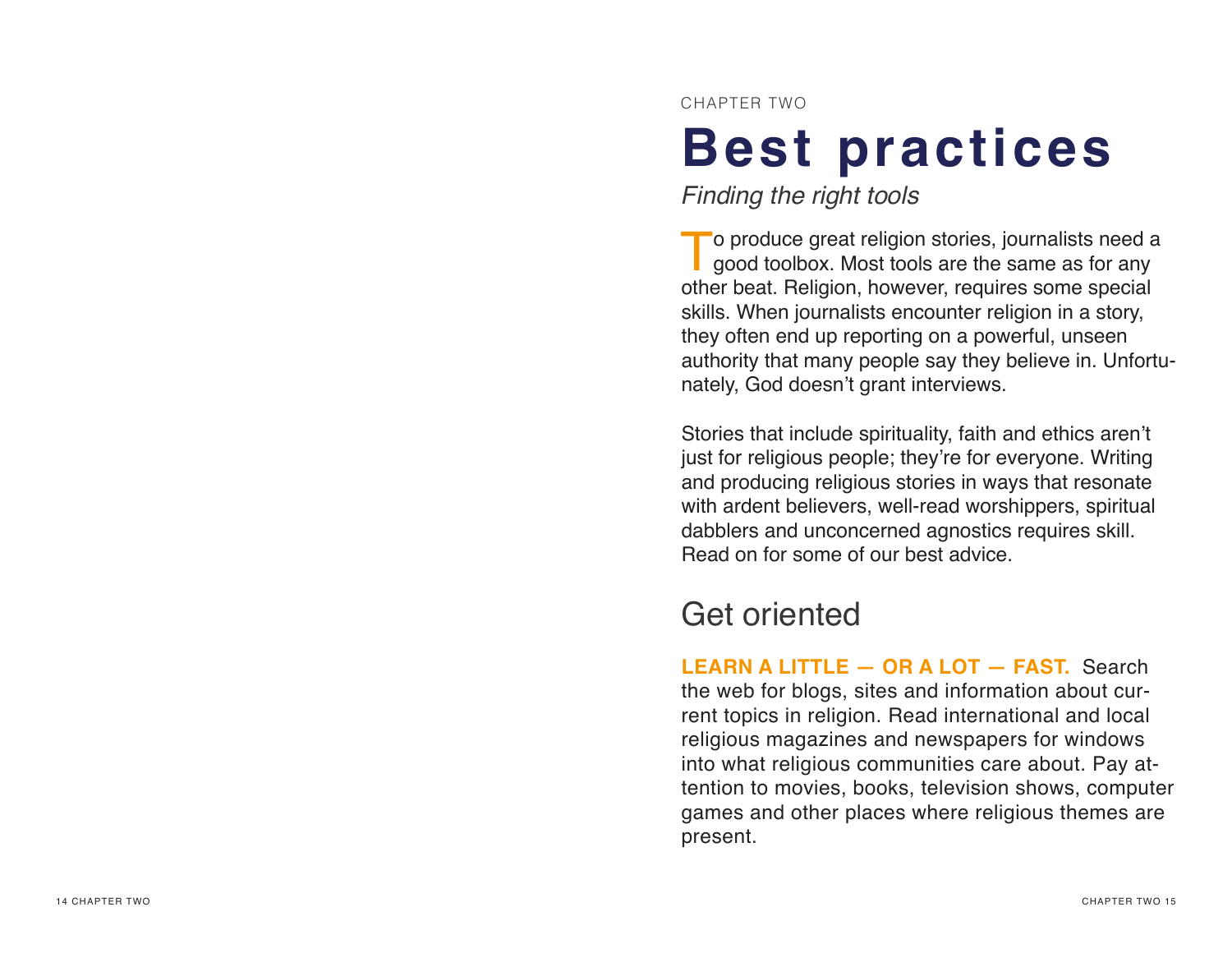CHAPTER TWO

# Best practices

*Finding the right tools*

To produce great religion stories, journalists need a good toolbox. Most tools are the same as for any other beat. Religion, however, requires some special skills. When journalists encounter religion in a story, they often end up reporting on a powerful, unseen authority that many people say they believe in. Unfortunately, God doesn't grant interviews.

Stories that include spirituality, faith and ethics aren't just for religious people; they're for everyone. Writing and producing religious stories in ways that resonate with ardent believers, well-read worshippers, spiritual dabblers and unconcerned agnostics requires skill. Read on for some of our best advice.

## Get oriented

**LEARN A LITTLE — OR A LOT — FAST.** Search the web for blogs, sites and information about current topics in religion. Read international and local religious magazines and newspapers for windows into what religious communities care about. Pay attention to movies, books, television shows, computer games and other places where religious themes are present.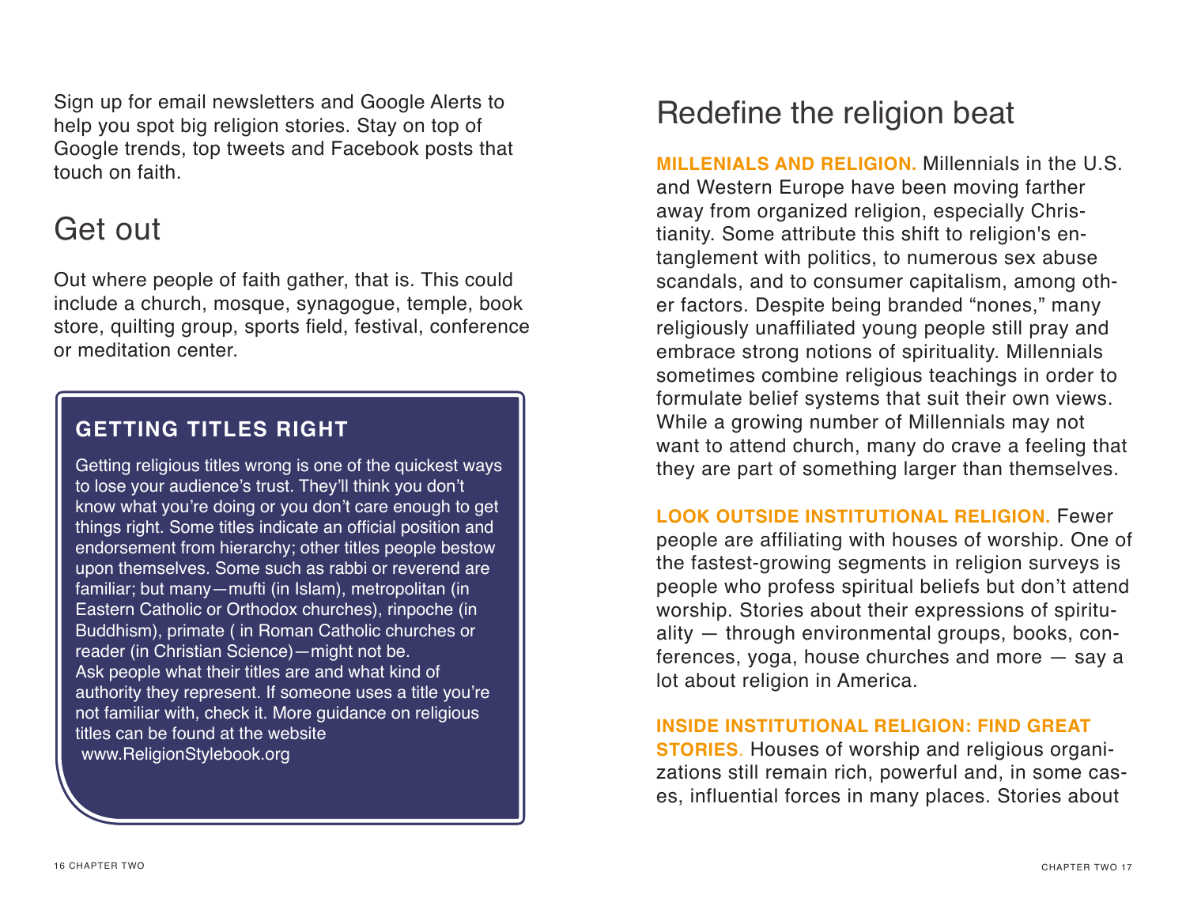Sign up for email newsletters and Google Alerts to help you spot big religion stories. Stay on top of Google trends, top tweets and Facebook posts that touch on faith.

## Get out

Out where people of faith gather, that is. This could include a church, mosque, synagogue, temple, book store, quilting group, sports field, festival, conference or meditation center.

### GETTING TITLES RIGHT

Getting religious titles wrong is one of the quickest ways to lose your audience's trust. They'll think you don't know what you're doing or you don't care enough to get things right. Some titles indicate an official position and endorsement from hierarchy; other titles people bestow upon themselves. Some such as rabbi or reverend are familiar; but many—mufti (in Islam), metropolitan (in Eastern Catholic or Orthodox churches), rinpoche (in Buddhism), primate ( in Roman Catholic churches or reader (in Christian Science)—might not be.
Ask people what their titles are and what kind of authority they represent. If someone uses a title you're not familiar with, check it. More guidance on religious titles can be found at the website
www.ReligionStylebook.org

## Redefine the religion beat

**MILLENIALS AND RELIGION.** Millennials in the U.S. and Western Europe have been moving farther away from organized religion, especially Christianity. Some attribute this shift to religion's entanglement with politics, to numerous sex abuse scandals, and to consumer capitalism, among other factors. Despite being branded "nones," many religiously unaffiliated young people still pray and embrace strong notions of spirituality. Millennials sometimes combine religious teachings in order to formulate belief systems that suit their own views. While a growing number of Millennials may not want to attend church, many do crave a feeling that they are part of something larger than themselves.

**LOOK OUTSIDE INSTITUTIONAL RELIGION.** Fewer people are affiliating with houses of worship. One of the fastest-growing segments in religion surveys is people who profess spiritual beliefs but don't attend worship. Stories about their expressions of spirituality — through environmental groups, books, conferences, yoga, house churches and more — say a lot about religion in America.

**INSIDE INSTITUTIONAL RELIGION: FIND GREAT STORIES.** Houses of worship and religious organizations still remain rich, powerful and, in some cases, influential forces in many places. Stories about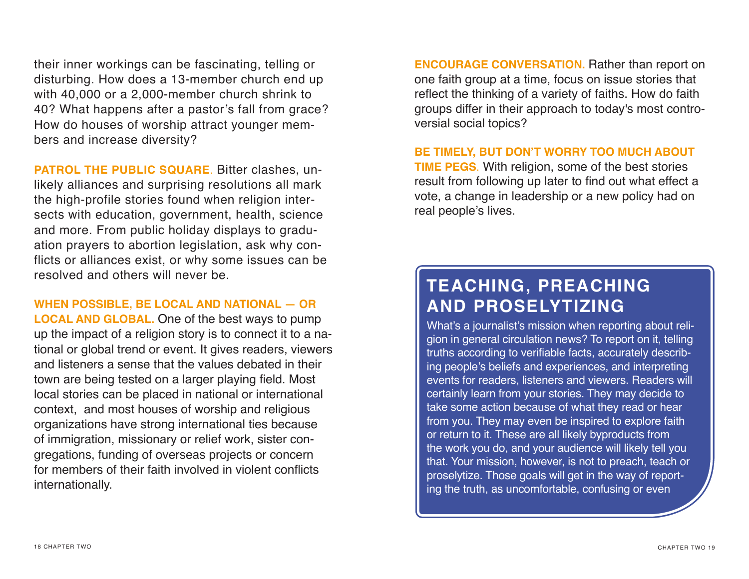their inner workings can be fascinating, telling or disturbing. How does a 13-member church end up with 40,000 or a 2,000-member church shrink to 40? What happens after a pastor's fall from grace? How do houses of worship attract younger members and increase diversity?

**PATROL THE PUBLIC SQUARE**. Bitter clashes, unlikely alliances and surprising resolutions all mark the high-profile stories found when religion intersects with education, government, health, science and more. From public holiday displays to graduation prayers to abortion legislation, ask why conflicts or alliances exist, or why some issues can be resolved and others will never be.

**WHEN POSSIBLE, BE LOCAL AND NATIONAL — OR LOCAL AND GLOBAL.** One of the best ways to pump up the impact of a religion story is to connect it to a national or global trend or event. It gives readers, viewers and listeners a sense that the values debated in their town are being tested on a larger playing field. Most local stories can be placed in national or international context, and most houses of worship and religious organizations have strong international ties because of immigration, missionary or relief work, sister congregations, funding of overseas projects or concern for members of their faith involved in violent conflicts internationally.

**ENCOURAGE CONVERSATION.** Rather than report on one faith group at a time, focus on issue stories that reflect the thinking of a variety of faiths. How do faith groups differ in their approach to today's most controversial social topics?

**BE TIMELY, BUT DON'T WORRY TOO MUCH ABOUT TIME PEGS**. With religion, some of the best stories result from following up later to find out what effect a vote, a change in leadership or a new policy had on real people's lives.

## TEACHING, PREACHING AND PROSELYTIZING

What's a journalist's mission when reporting about religion in general circulation news? To report on it, telling truths according to verifiable facts, accurately describing people's beliefs and experiences, and interpreting events for readers, listeners and viewers. Readers will certainly learn from your stories. They may decide to take some action because of what they read or hear from you. They may even be inspired to explore faith or return to it. These are all likely byproducts from the work you do, and your audience will likely tell you that. Your mission, however, is not to preach, teach or proselytize. Those goals will get in the way of reporting the truth, as uncomfortable, confusing or even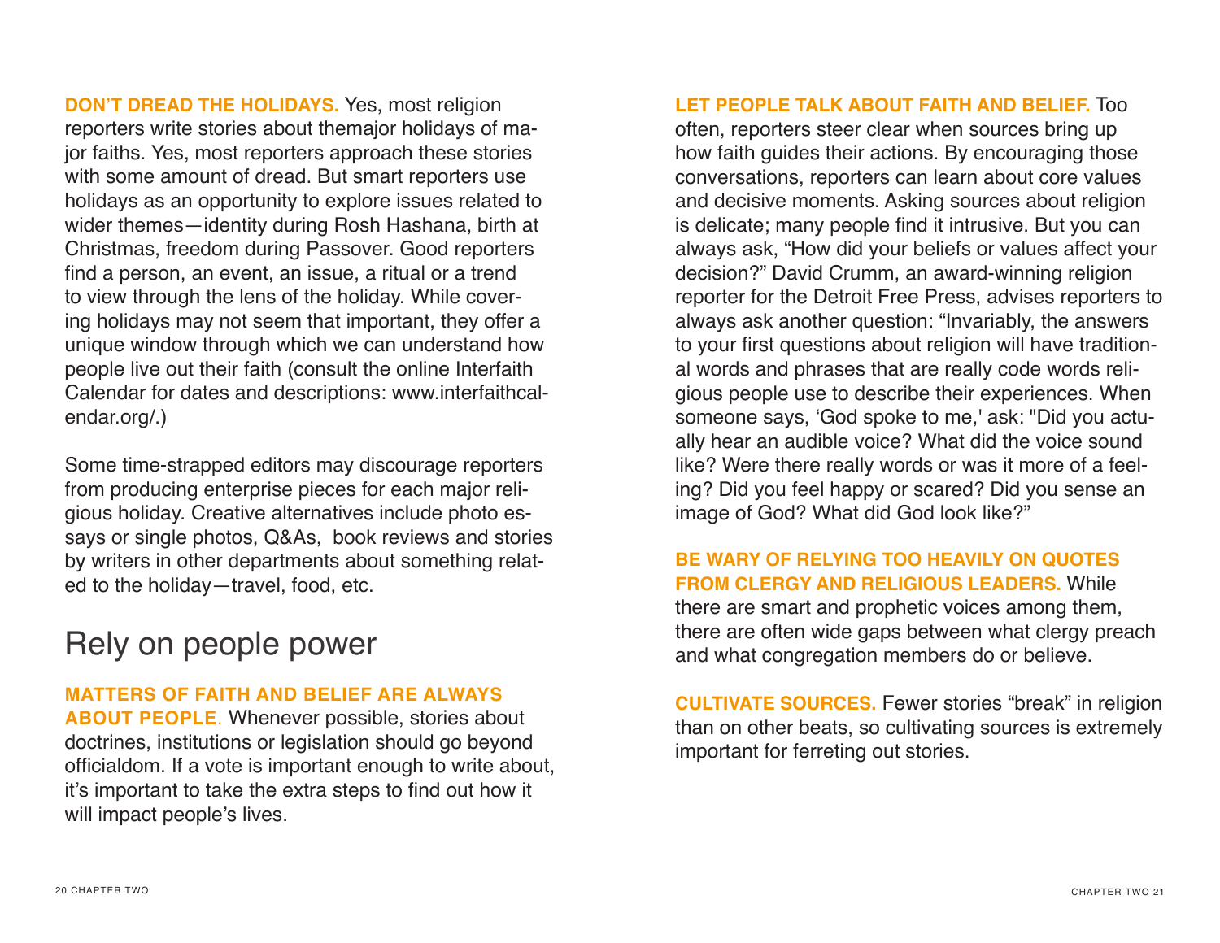**DON'T DREAD THE HOLIDAYS.** Yes, most religion reporters write stories about themajor holidays of major faiths. Yes, most reporters approach these stories with some amount of dread. But smart reporters use holidays as an opportunity to explore issues related to wider themes—identity during Rosh Hashana, birth at Christmas, freedom during Passover. Good reporters find a person, an event, an issue, a ritual or a trend to view through the lens of the holiday. While covering holidays may not seem that important, they offer a unique window through which we can understand how people live out their faith (consult the online Interfaith Calendar for dates and descriptions: www.interfaithcalendar.org/.)

Some time-strapped editors may discourage reporters from producing enterprise pieces for each major religious holiday. Creative alternatives include photo essays or single photos, Q&As, book reviews and stories by writers in other departments about something related to the holiday—travel, food, etc.

## Rely on people power

**MATTERS OF FAITH AND BELIEF ARE ALWAYS ABOUT PEOPLE.** Whenever possible, stories about doctrines, institutions or legislation should go beyond officialdom. If a vote is important enough to write about, it's important to take the extra steps to find out how it will impact people's lives.

**LET PEOPLE TALK ABOUT FAITH AND BELIEF.** Too often, reporters steer clear when sources bring up how faith guides their actions. By encouraging those conversations, reporters can learn about core values and decisive moments. Asking sources about religion is delicate; many people find it intrusive. But you can always ask, "How did your beliefs or values affect your decision?" David Crumm, an award-winning religion reporter for the Detroit Free Press, advises reporters to always ask another question: "Invariably, the answers to your first questions about religion will have traditional words and phrases that are really code words religious people use to describe their experiences. When someone says, 'God spoke to me,' ask: "Did you actually hear an audible voice? What did the voice sound like? Were there really words or was it more of a feeling? Did you feel happy or scared? Did you sense an image of God? What did God look like?"

**BE WARY OF RELYING TOO HEAVILY ON QUOTES FROM CLERGY AND RELIGIOUS LEADERS.** While there are smart and prophetic voices among them, there are often wide gaps between what clergy preach and what congregation members do or believe.

**CULTIVATE SOURCES.** Fewer stories "break" in religion than on other beats, so cultivating sources is extremely important for ferreting out stories.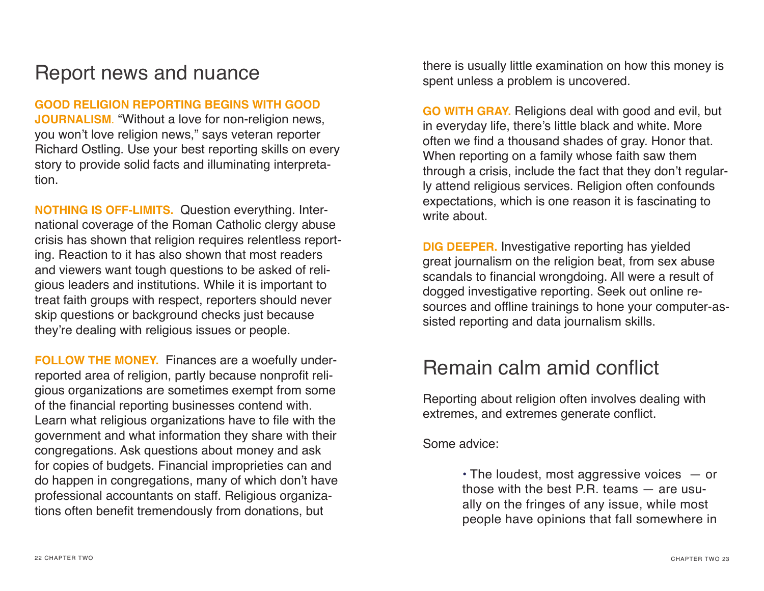## Report news and nuance

**GOOD RELIGION REPORTING BEGINS WITH GOOD JOURNALISM.** "Without a love for non-religion news, you won't love religion news," says veteran reporter Richard Ostling. Use your best reporting skills on every story to provide solid facts and illuminating interpretation.

**NOTHING IS OFF-LIMITS.** Question everything. International coverage of the Roman Catholic clergy abuse crisis has shown that religion requires relentless reporting. Reaction to it has also shown that most readers and viewers want tough questions to be asked of religious leaders and institutions. While it is important to treat faith groups with respect, reporters should never skip questions or background checks just because they're dealing with religious issues or people.

**FOLLOW THE MONEY.** Finances are a woefully underreported area of religion, partly because nonprofit religious organizations are sometimes exempt from some of the financial reporting businesses contend with. Learn what religious organizations have to file with the government and what information they share with their congregations. Ask questions about money and ask for copies of budgets. Financial improprieties can and do happen in congregations, many of which don't have professional accountants on staff. Religious organizations often benefit tremendously from donations, but there is usually little examination on how this money is spent unless a problem is uncovered.

**GO WITH GRAY.** Religions deal with good and evil, but in everyday life, there's little black and white. More often we find a thousand shades of gray. Honor that. When reporting on a family whose faith saw them through a crisis, include the fact that they don't regularly attend religious services. Religion often confounds expectations, which is one reason it is fascinating to write about.

**DIG DEEPER.** Investigative reporting has yielded great journalism on the religion beat, from sex abuse scandals to financial wrongdoing. All were a result of dogged investigative reporting. Seek out online resources and offline trainings to hone your computer-assisted reporting and data journalism skills.

## Remain calm amid conflict

Reporting about religion often involves dealing with extremes, and extremes generate conflict.

Some advice:

- The loudest, most aggressive voices — or those with the best P.R. teams — are usually on the fringes of any issue, while most people have opinions that fall somewhere in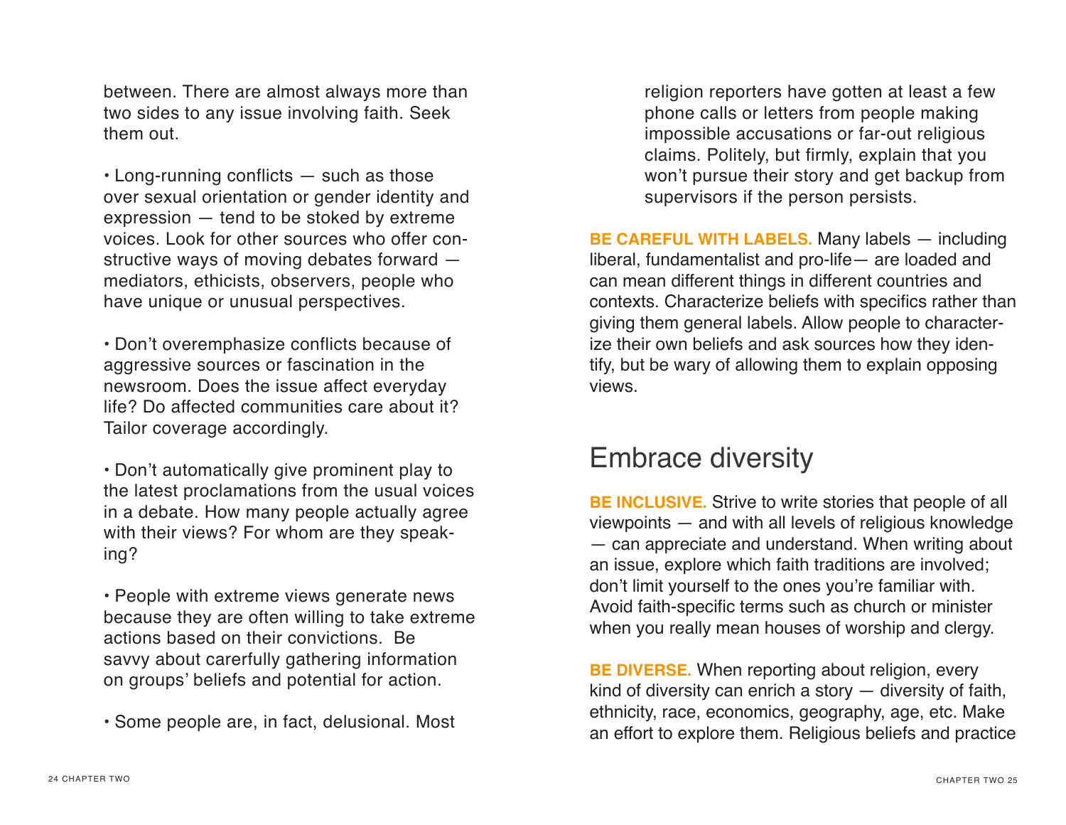between. There are almost always more than two sides to any issue involving faith. Seek them out.

• Long-running conflicts — such as those over sexual orientation or gender identity and expression — tend to be stoked by extreme voices. Look for other sources who offer constructive ways of moving debates forward — mediators, ethicists, observers, people who have unique or unusual perspectives.

• Don't overemphasize conflicts because of aggressive sources or fascination in the newsroom. Does the issue affect everyday life? Do affected communities care about it? Tailor coverage accordingly.

• Don't automatically give prominent play to the latest proclamations from the usual voices in a debate. How many people actually agree with their views? For whom are they speaking?

• People with extreme views generate news because they are often willing to take extreme actions based on their convictions. Be savvy about carerfully gathering information on groups' beliefs and potential for action.

• Some people are, in fact, delusional. Most religion reporters have gotten at least a few phone calls or letters from people making impossible accusations or far-out religious claims. Politely, but firmly, explain that you won't pursue their story and get backup from supervisors if the person persists.

**BE CAREFUL WITH LABELS.** Many labels — including liberal, fundamentalist and pro-life— are loaded and can mean different things in different countries and contexts. Characterize beliefs with specifics rather than giving them general labels. Allow people to characterize their own beliefs and ask sources how they identify, but be wary of allowing them to explain opposing views.

## Embrace diversity

**BE INCLUSIVE.** Strive to write stories that people of all viewpoints — and with all levels of religious knowledge — can appreciate and understand. When writing about an issue, explore which faith traditions are involved; don't limit yourself to the ones you're familiar with. Avoid faith-specific terms such as church or minister when you really mean houses of worship and clergy.

**BE DIVERSE.** When reporting about religion, every kind of diversity can enrich a story — diversity of faith, ethnicity, race, economics, geography, age, etc. Make an effort to explore them. Religious beliefs and practice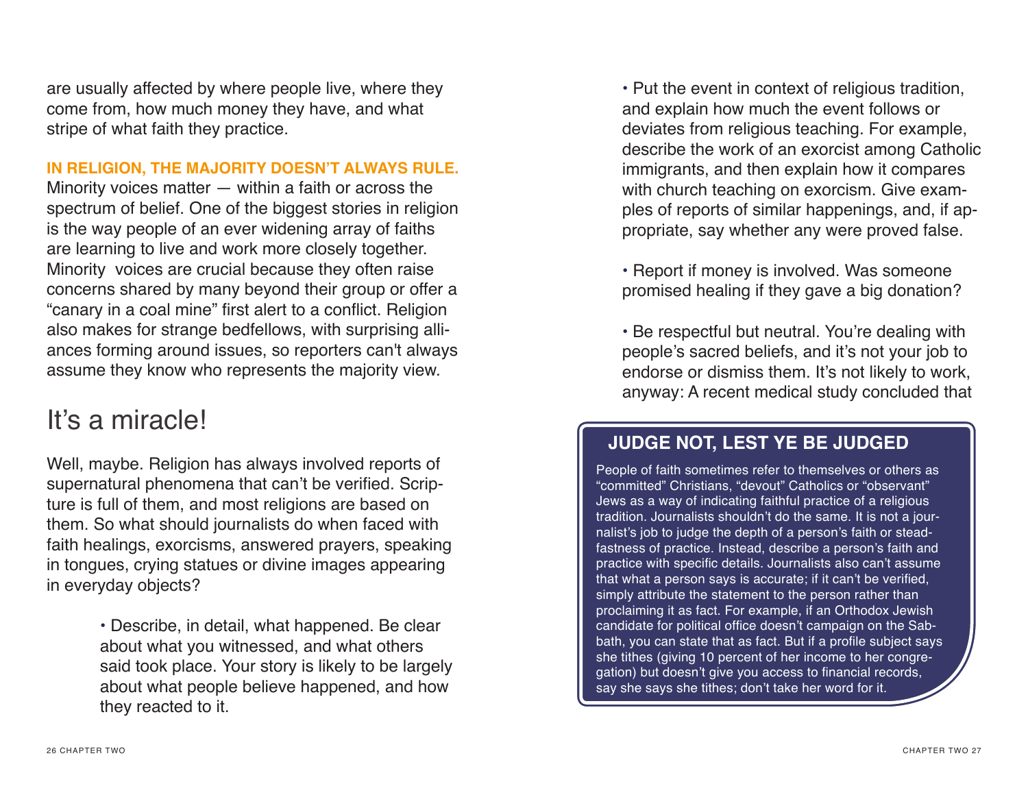are usually affected by where people live, where they come from, how much money they have, and what stripe of what faith they practice.

**IN RELIGION, THE MAJORITY DOESN'T ALWAYS RULE.** Minority voices matter — within a faith or across the spectrum of belief. One of the biggest stories in religion is the way people of an ever widening array of faiths are learning to live and work more closely together. Minority voices are crucial because they often raise concerns shared by many beyond their group or offer a "canary in a coal mine" first alert to a conflict. Religion also makes for strange bedfellows, with surprising alliances forming around issues, so reporters can't always assume they know who represents the majority view.

## It's a miracle!

Well, maybe. Religion has always involved reports of supernatural phenomena that can't be verified. Scripture is full of them, and most religions are based on them. So what should journalists do when faced with faith healings, exorcisms, answered prayers, speaking in tongues, crying statues or divine images appearing in everyday objects?

- Describe, in detail, what happened. Be clear about what you witnessed, and what others said took place. Your story is likely to be largely about what people believe happened, and how they reacted to it.

- Put the event in context of religious tradition, and explain how much the event follows or deviates from religious teaching. For example, describe the work of an exorcist among Catholic immigrants, and then explain how it compares with church teaching on exorcism. Give examples of reports of similar happenings, and, if appropriate, say whether any were proved false.

- Report if money is involved. Was someone promised healing if they gave a big donation?

- Be respectful but neutral. You're dealing with people's sacred beliefs, and it's not your job to endorse or dismiss them. It's not likely to work, anyway: A recent medical study concluded that

### JUDGE NOT, LEST YE BE JUDGED

People of faith sometimes refer to themselves or others as "committed" Christians, "devout" Catholics or "observant" Jews as a way of indicating faithful practice of a religious tradition. Journalists shouldn't do the same. It is not a journalist's job to judge the depth of a person's faith or steadfastness of practice. Instead, describe a person's faith and practice with specific details. Journalists also can't assume that what a person says is accurate; if it can't be verified, simply attribute the statement to the person rather than proclaiming it as fact. For example, if an Orthodox Jewish candidate for political office doesn't campaign on the Sabbath, you can state that as fact. But if a profile subject says she tithes (giving 10 percent of her income to her congregation) but doesn't give you access to financial records, say she says she tithes; don't take her word for it.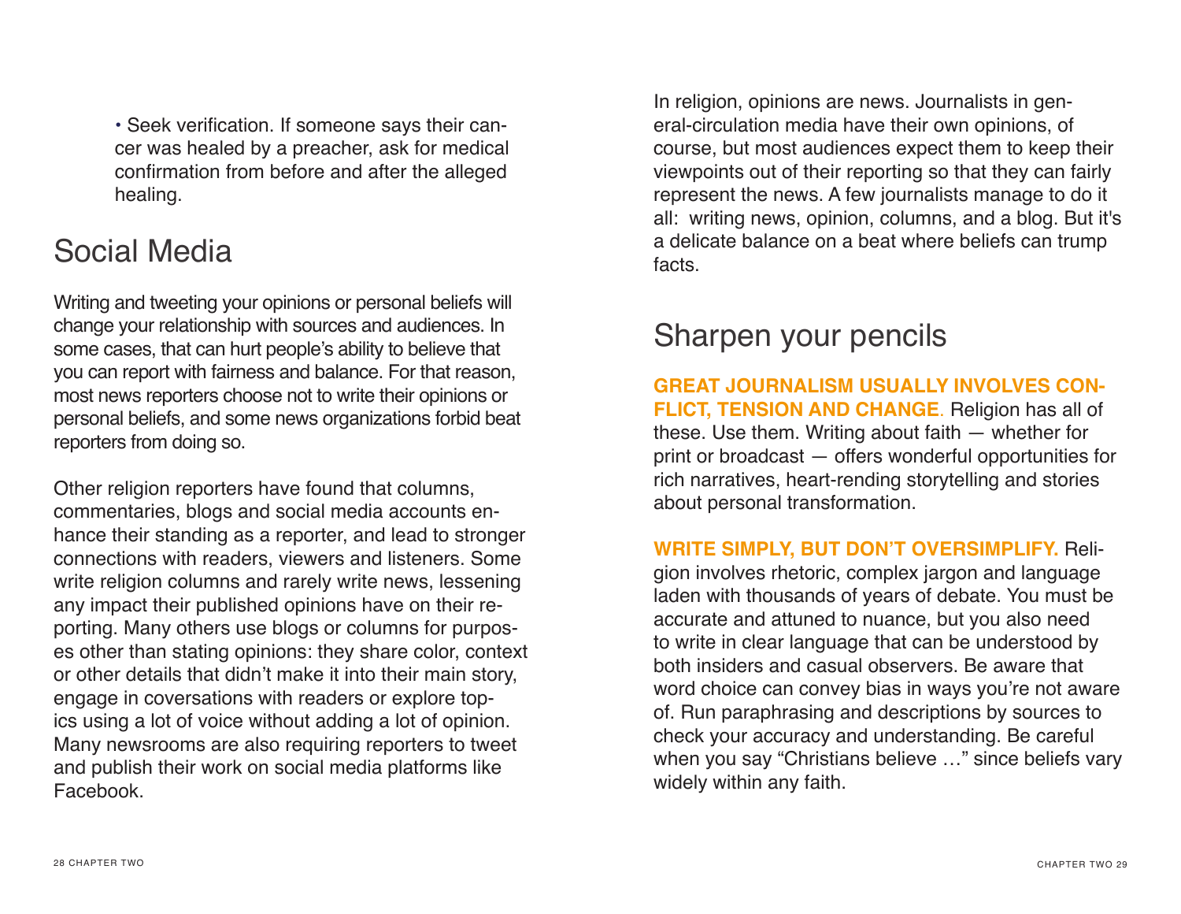- Seek verification. If someone says their cancer was healed by a preacher, ask for medical confirmation from before and after the alleged healing.

## Social Media

Writing and tweeting your opinions or personal beliefs will change your relationship with sources and audiences. In some cases, that can hurt people's ability to believe that you can report with fairness and balance. For that reason, most news reporters choose not to write their opinions or personal beliefs, and some news organizations forbid beat reporters from doing so.

Other religion reporters have found that columns, commentaries, blogs and social media accounts enhance their standing as a reporter, and lead to stronger connections with readers, viewers and listeners. Some write religion columns and rarely write news, lessening any impact their published opinions have on their reporting. Many others use blogs or columns for purposes other than stating opinions: they share color, context or other details that didn't make it into their main story, engage in coversations with readers or explore topics using a lot of voice without adding a lot of opinion. Many newsrooms are also requiring reporters to tweet and publish their work on social media platforms like Facebook.

In religion, opinions are news. Journalists in general-circulation media have their own opinions, of course, but most audiences expect them to keep their viewpoints out of their reporting so that they can fairly represent the news. A few journalists manage to do it all: writing news, opinion, columns, and a blog. But it's a delicate balance on a beat where beliefs can trump facts.

## Sharpen your pencils

**GREAT JOURNALISM USUALLY INVOLVES CONFLICT, TENSION AND CHANGE.** Religion has all of these. Use them. Writing about faith — whether for print or broadcast — offers wonderful opportunities for rich narratives, heart-rending storytelling and stories about personal transformation.

**WRITE SIMPLY, BUT DON'T OVERSIMPLIFY.** Religion involves rhetoric, complex jargon and language laden with thousands of years of debate. You must be accurate and attuned to nuance, but you also need to write in clear language that can be understood by both insiders and casual observers. Be aware that word choice can convey bias in ways you're not aware of. Run paraphrasing and descriptions by sources to check your accuracy and understanding. Be careful when you say "Christians believe …" since beliefs vary widely within any faith.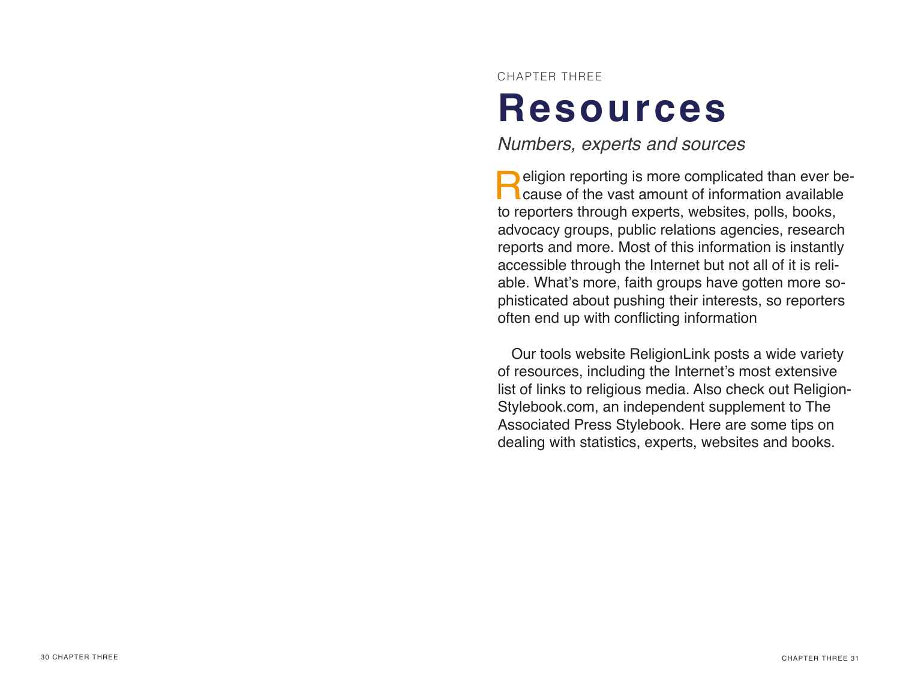CHAPTER THREE

# Resources

*Numbers, experts and sources*

Religion reporting is more complicated than ever because of the vast amount of information available to reporters through experts, websites, polls, books, advocacy groups, public relations agencies, research reports and more. Most of this information is instantly accessible through the Internet but not all of it is reliable. What's more, faith groups have gotten more sophisticated about pushing their interests, so reporters often end up with conflicting information

Our tools website ReligionLink posts a wide variety of resources, including the Internet's most extensive list of links to religious media. Also check out ReligionStylebook.com, an independent supplement to The Associated Press Stylebook. Here are some tips on dealing with statistics, experts, websites and books.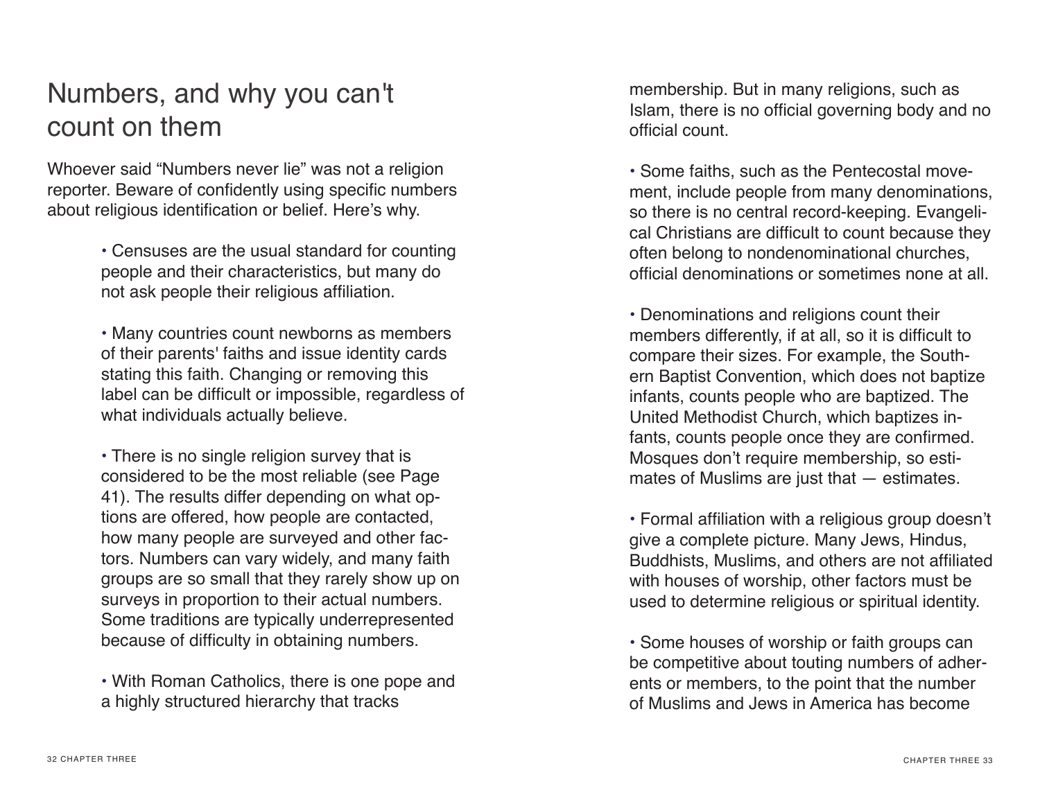# Numbers, and why you can't count on them

Whoever said "Numbers never lie" was not a religion reporter. Beware of confidently using specific numbers about religious identification or belief. Here's why.

- Censuses are the usual standard for counting people and their characteristics, but many do not ask people their religious affiliation.

- Many countries count newborns as members of their parents' faiths and issue identity cards stating this faith. Changing or removing this label can be difficult or impossible, regardless of what individuals actually believe.

- There is no single religion survey that is considered to be the most reliable (see Page 41). The results differ depending on what options are offered, how people are contacted, how many people are surveyed and other factors. Numbers can vary widely, and many faith groups are so small that they rarely show up on surveys in proportion to their actual numbers. Some traditions are typically underrepresented because of difficulty in obtaining numbers.

- With Roman Catholics, there is one pope and a highly structured hierarchy that tracks membership. But in many religions, such as Islam, there is no official governing body and no official count.

- Some faiths, such as the Pentecostal movement, include people from many denominations, so there is no central record-keeping. Evangelical Christians are difficult to count because they often belong to nondenominational churches, official denominations or sometimes none at all.

- Denominations and religions count their members differently, if at all, so it is difficult to compare their sizes. For example, the Southern Baptist Convention, which does not baptize infants, counts people who are baptized. The United Methodist Church, which baptizes infants, counts people once they are confirmed. Mosques don't require membership, so estimates of Muslims are just that — estimates.

- Formal affiliation with a religious group doesn't give a complete picture. Many Jews, Hindus, Buddhists, Muslims, and others are not affiliated with houses of worship, other factors must be used to determine religious or spiritual identity.

- Some houses of worship or faith groups can be competitive about touting numbers of adherents or members, to the point that the number of Muslims and Jews in America has become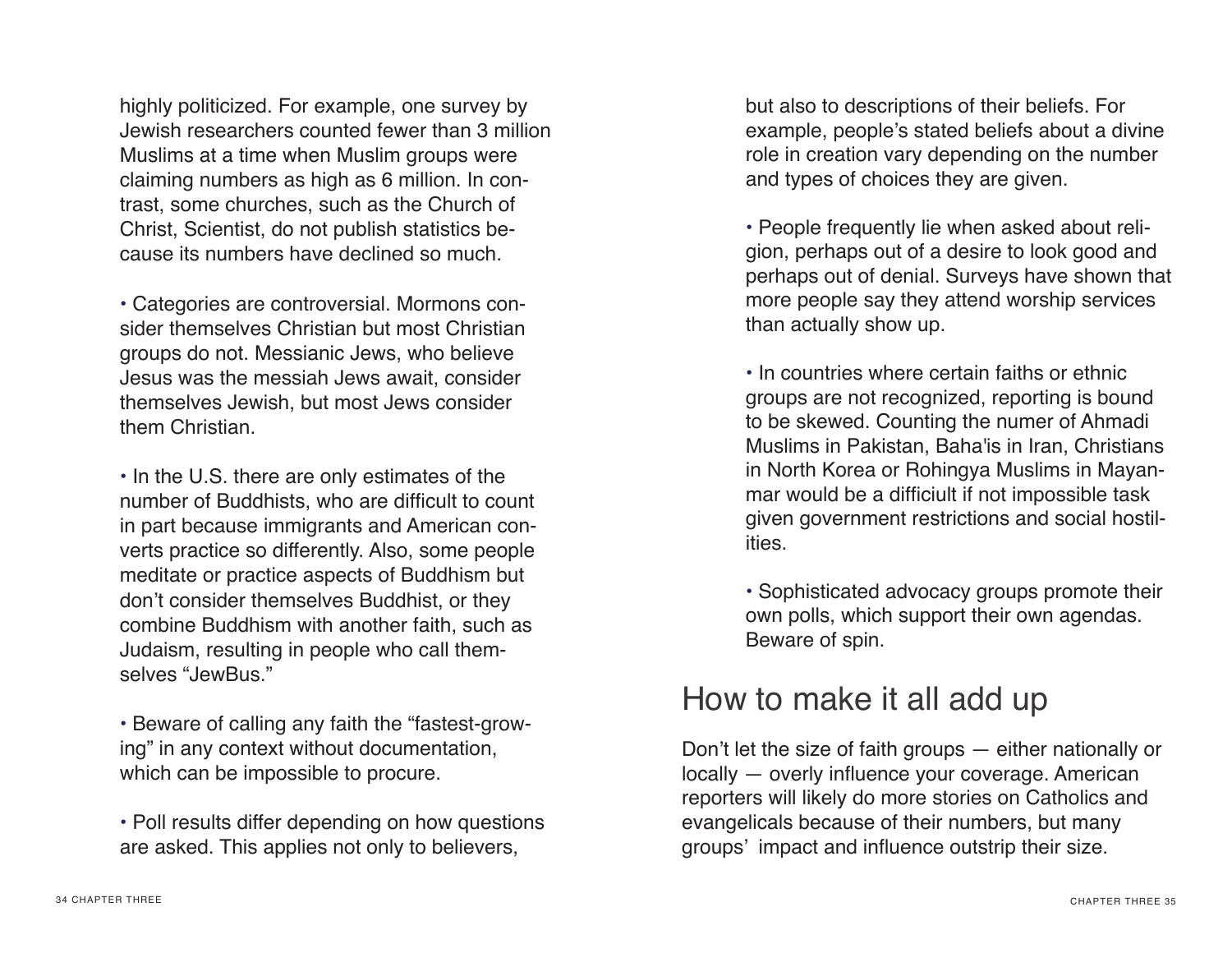highly politicized. For example, one survey by Jewish researchers counted fewer than 3 million Muslims at a time when Muslim groups were claiming numbers as high as 6 million. In contrast, some churches, such as the Church of Christ, Scientist, do not publish statistics because its numbers have declined so much.

• Categories are controversial. Mormons consider themselves Christian but most Christian groups do not. Messianic Jews, who believe Jesus was the messiah Jews await, consider themselves Jewish, but most Jews consider them Christian.

• In the U.S. there are only estimates of the number of Buddhists, who are difficult to count in part because immigrants and American converts practice so differently. Also, some people meditate or practice aspects of Buddhism but don't consider themselves Buddhist, or they combine Buddhism with another faith, such as Judaism, resulting in people who call themselves "JewBus."

• Beware of calling any faith the "fastest-growing" in any context without documentation, which can be impossible to procure.

• Poll results differ depending on how questions are asked. This applies not only to believers, but also to descriptions of their beliefs. For example, people's stated beliefs about a divine role in creation vary depending on the number and types of choices they are given.

• People frequently lie when asked about religion, perhaps out of a desire to look good and perhaps out of denial. Surveys have shown that more people say they attend worship services than actually show up.

• In countries where certain faiths or ethnic groups are not recognized, reporting is bound to be skewed. Counting the numer of Ahmadi Muslims in Pakistan, Baha'is in Iran, Christians in North Korea or Rohingya Muslims in Mayanmar would be a difficiult if not impossible task given government restrictions and social hostilities.

• Sophisticated advocacy groups promote their own polls, which support their own agendas. Beware of spin.

## How to make it all add up

Don't let the size of faith groups — either nationally or locally — overly influence your coverage. American reporters will likely do more stories on Catholics and evangelicals because of their numbers, but many groups' impact and influence outstrip their size.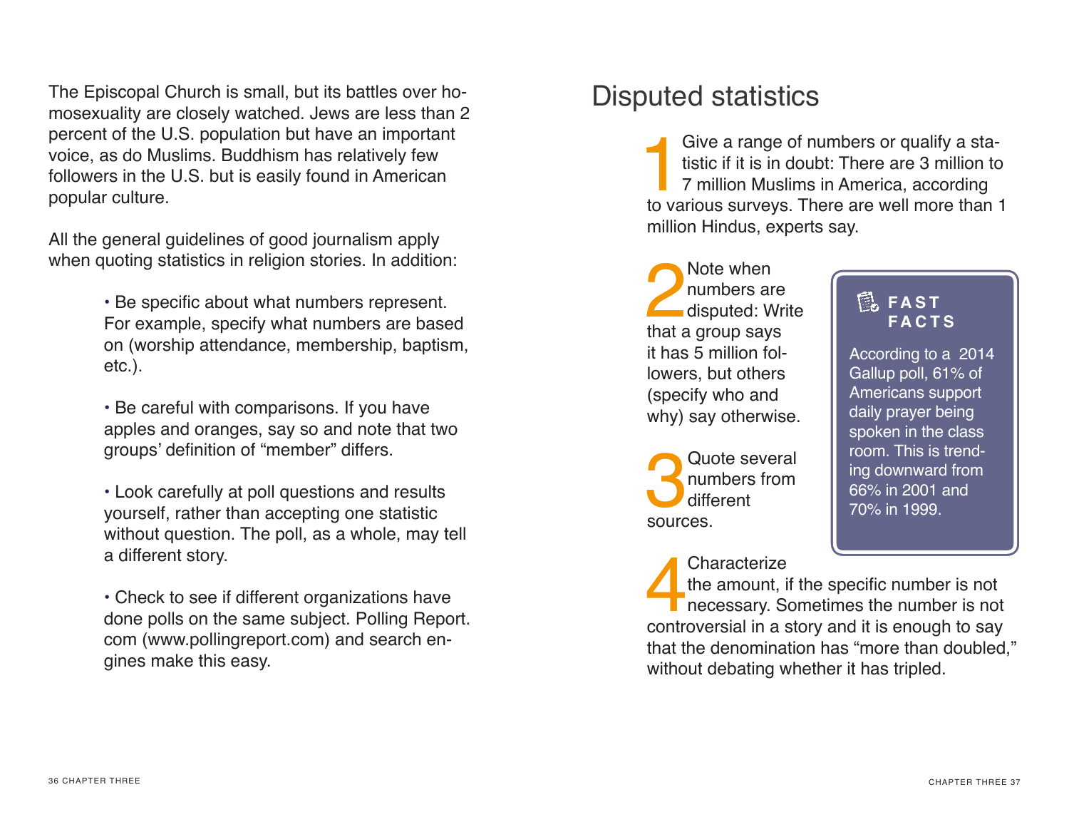The Episcopal Church is small, but its battles over homosexuality are closely watched. Jews are less than 2 percent of the U.S. population but have an important voice, as do Muslims. Buddhism has relatively few followers in the U.S. but is easily found in American popular culture.

All the general guidelines of good journalism apply when quoting statistics in religion stories. In addition:

- Be specific about what numbers represent. For example, specify what numbers are based on (worship attendance, membership, baptism, etc.).

- Be careful with comparisons. If you have apples and oranges, say so and note that two groups' definition of "member" differs.

- Look carefully at poll questions and results yourself, rather than accepting one statistic without question. The poll, as a whole, may tell a different story.

- Check to see if different organizations have done polls on the same subject. Polling Report.com (www.pollingreport.com) and search engines make this easy.

# Disputed statistics

1. Give a range of numbers or qualify a statistic if it is in doubt: There are 3 million to 7 million Muslims in America, according to various surveys. There are well more than 1 million Hindus, experts say.

2. Note when numbers are disputed: Write that a group says it has 5 million followers, but others (specify who and why) say otherwise.

3. Quote several numbers from different sources.

4. Characterize the amount, if the specific number is not necessary. Sometimes the number is not controversial in a story and it is enough to say that the denomination has "more than doubled," without debating whether it has tripled.

**FAST FACTS**

According to a 2014 Gallup poll, 61% of Americans support daily prayer being spoken in the class room. This is trending downward from 66% in 2001 and 70% in 1999.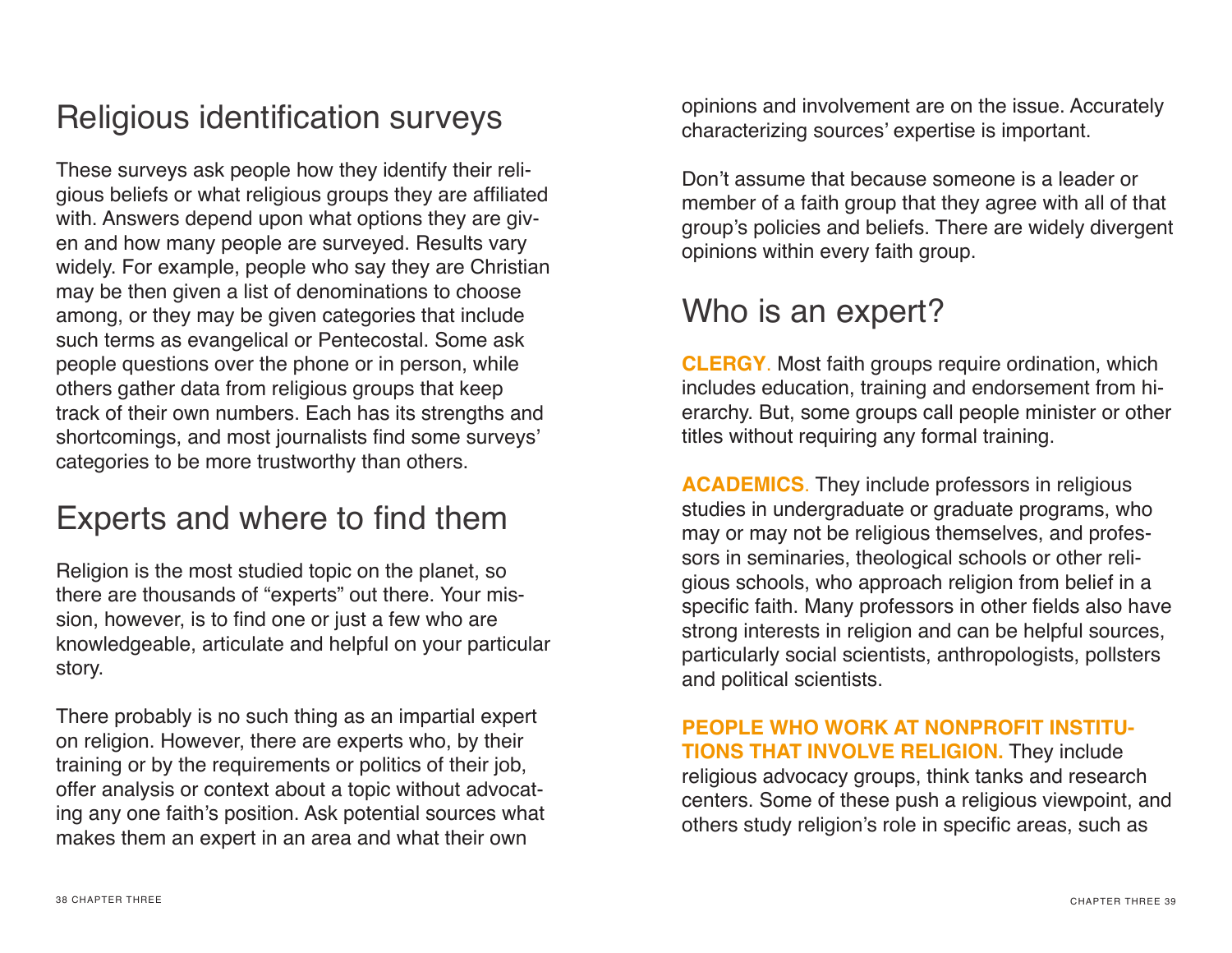## Religious identification surveys

These surveys ask people how they identify their religious beliefs or what religious groups they are affiliated with. Answers depend upon what options they are given and how many people are surveyed. Results vary widely. For example, people who say they are Christian may be then given a list of denominations to choose among, or they may be given categories that include such terms as evangelical or Pentecostal. Some ask people questions over the phone or in person, while others gather data from religious groups that keep track of their own numbers. Each has its strengths and shortcomings, and most journalists find some surveys' categories to be more trustworthy than others.

## Experts and where to find them

Religion is the most studied topic on the planet, so there are thousands of "experts" out there. Your mission, however, is to find one or just a few who are knowledgeable, articulate and helpful on your particular story.

There probably is no such thing as an impartial expert on religion. However, there are experts who, by their training or by the requirements or politics of their job, offer analysis or context about a topic without advocating any one faith's position. Ask potential sources what makes them an expert in an area and what their own opinions and involvement are on the issue. Accurately characterizing sources' expertise is important.

Don't assume that because someone is a leader or member of a faith group that they agree with all of that group's policies and beliefs. There are widely divergent opinions within every faith group.

## Who is an expert?

**CLERGY.** Most faith groups require ordination, which includes education, training and endorsement from hierarchy. But, some groups call people minister or other titles without requiring any formal training.

**ACADEMICS.** They include professors in religious studies in undergraduate or graduate programs, who may or may not be religious themselves, and professors in seminaries, theological schools or other religious schools, who approach religion from belief in a specific faith. Many professors in other fields also have strong interests in religion and can be helpful sources, particularly social scientists, anthropologists, pollsters and political scientists.

**PEOPLE WHO WORK AT NONPROFIT INSTITUTIONS THAT INVOLVE RELIGION.** They include religious advocacy groups, think tanks and research centers. Some of these push a religious viewpoint, and others study religion's role in specific areas, such as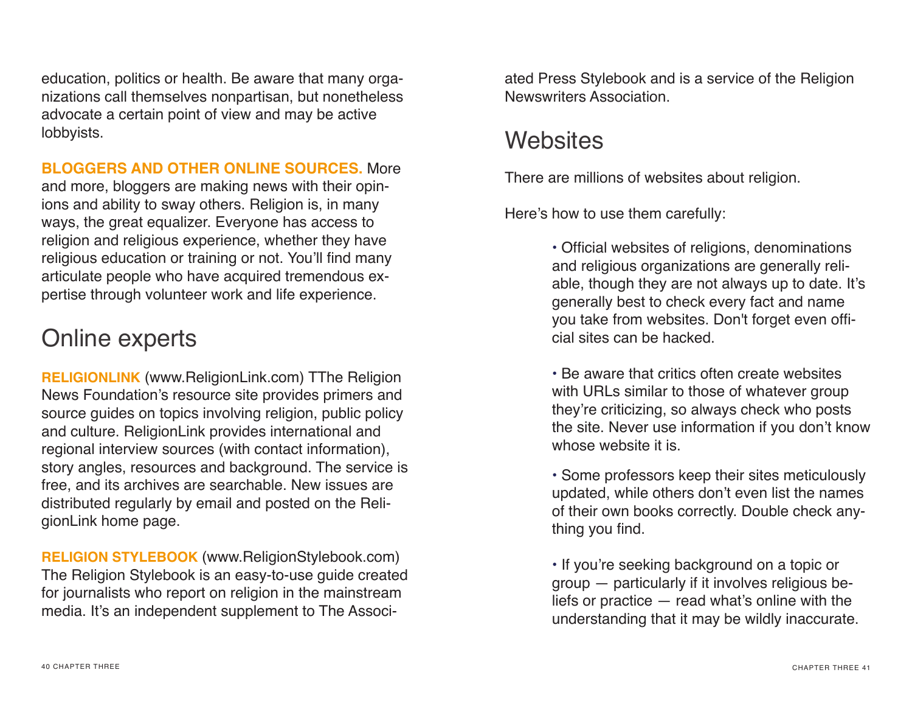education, politics or health. Be aware that many organizations call themselves nonpartisan, but nonetheless advocate a certain point of view and may be active lobbyists.

**BLOGGERS AND OTHER ONLINE SOURCES.** More and more, bloggers are making news with their opinions and ability to sway others. Religion is, in many ways, the great equalizer. Everyone has access to religion and religious experience, whether they have religious education or training or not. You'll find many articulate people who have acquired tremendous expertise through volunteer work and life experience.

## Online experts

**RELIGIONLINK** (www.ReligionLink.com) TThe Religion News Foundation's resource site provides primers and source guides on topics involving religion, public policy and culture. ReligionLink provides international and regional interview sources (with contact information), story angles, resources and background. The service is free, and its archives are searchable. New issues are distributed regularly by email and posted on the ReligionLink home page.

**RELIGION STYLEBOOK** (www.ReligionStylebook.com) The Religion Stylebook is an easy-to-use guide created for journalists who report on religion in the mainstream media. It's an independent supplement to The Associated Press Stylebook and is a service of the Religion Newswriters Association.

## Websites

There are millions of websites about religion.

Here's how to use them carefully:

- Official websites of religions, denominations and religious organizations are generally reliable, though they are not always up to date. It's generally best to check every fact and name you take from websites. Don't forget even official sites can be hacked.

- Be aware that critics often create websites with URLs similar to those of whatever group they're criticizing, so always check who posts the site. Never use information if you don't know whose website it is.

- Some professors keep their sites meticulously updated, while others don't even list the names of their own books correctly. Double check anything you find.

- If you're seeking background on a topic or group — particularly if it involves religious beliefs or practice — read what's online with the understanding that it may be wildly inaccurate.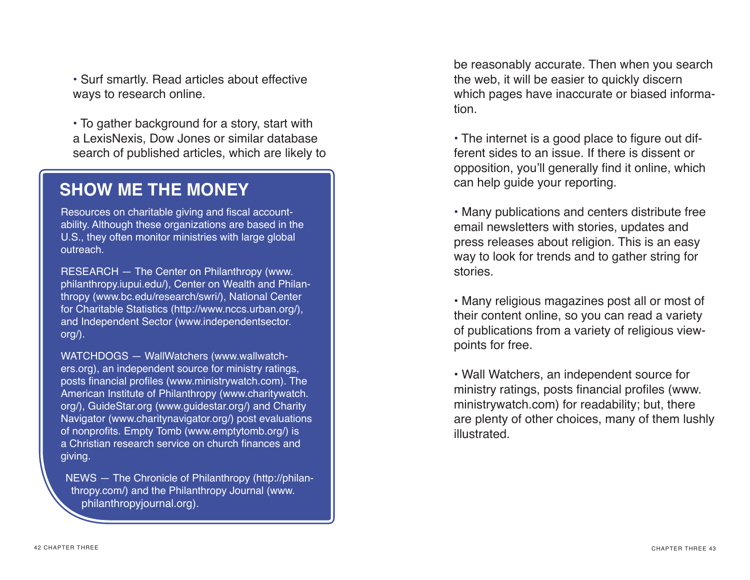• Surf smartly. Read articles about effective ways to research online.

• To gather background for a story, start with a LexisNexis, Dow Jones or similar database search of published articles, which are likely to be reasonably accurate. Then when you search the web, it will be easier to quickly discern which pages have inaccurate or biased information.

• The internet is a good place to figure out different sides to an issue. If there is dissent or opposition, you'll generally find it online, which can help guide your reporting.

• Many publications and centers distribute free email newsletters with stories, updates and press releases about religion. This is an easy way to look for trends and to gather string for stories.

• Many religious magazines post all or most of their content online, so you can read a variety of publications from a variety of religious viewpoints for free.

• Wall Watchers, an independent source for ministry ratings, posts financial profiles (www.ministrywatch.com) for readability; but, there are plenty of other choices, many of them lushly illustrated.

## SHOW ME THE MONEY

Resources on charitable giving and fiscal accountability. Although these organizations are based in the U.S., they often monitor ministries with large global outreach.

RESEARCH — The Center on Philanthropy (www.philanthropy.iupui.edu/), Center on Wealth and Philanthropy (www.bc.edu/research/swri/), National Center for Charitable Statistics (http://www.nccs.urban.org/), and Independent Sector (www.independentsector.org/).

WATCHDOGS — WallWatchers (www.wallwatchers.org), an independent source for ministry ratings, posts financial profiles (www.ministrywatch.com). The American Institute of Philanthropy (www.charitywatch.org/), GuideStar.org (www.guidestar.org/) and Charity Navigator (www.charitynavigator.org/) post evaluations of nonprofits. Empty Tomb (www.emptytomb.org/) is a Christian research service on church finances and giving.

NEWS — The Chronicle of Philanthropy (http://philanthropy.com/) and the Philanthropy Journal (www.philanthropyjournal.org).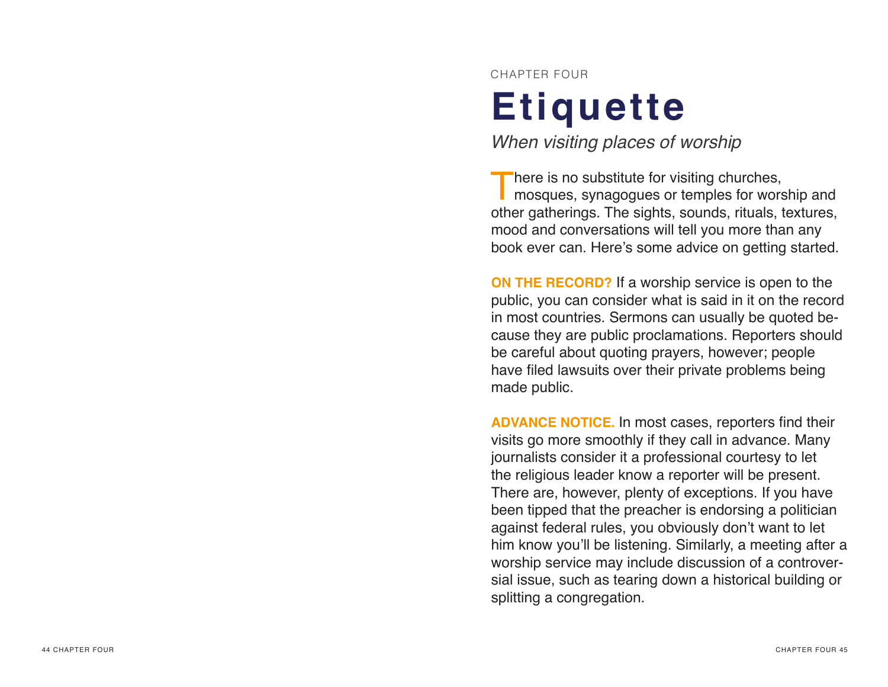CHAPTER FOUR

# Etiquette

*When visiting places of worship*

There is no substitute for visiting churches, mosques, synagogues or temples for worship and other gatherings. The sights, sounds, rituals, textures, mood and conversations will tell you more than any book ever can. Here's some advice on getting started.

**ON THE RECORD?** If a worship service is open to the public, you can consider what is said in it on the record in most countries. Sermons can usually be quoted because they are public proclamations. Reporters should be careful about quoting prayers, however; people have filed lawsuits over their private problems being made public.

**ADVANCE NOTICE.** In most cases, reporters find their visits go more smoothly if they call in advance. Many journalists consider it a professional courtesy to let the religious leader know a reporter will be present. There are, however, plenty of exceptions. If you have been tipped that the preacher is endorsing a politician against federal rules, you obviously don't want to let him know you'll be listening. Similarly, a meeting after a worship service may include discussion of a controversial issue, such as tearing down a historical building or splitting a congregation.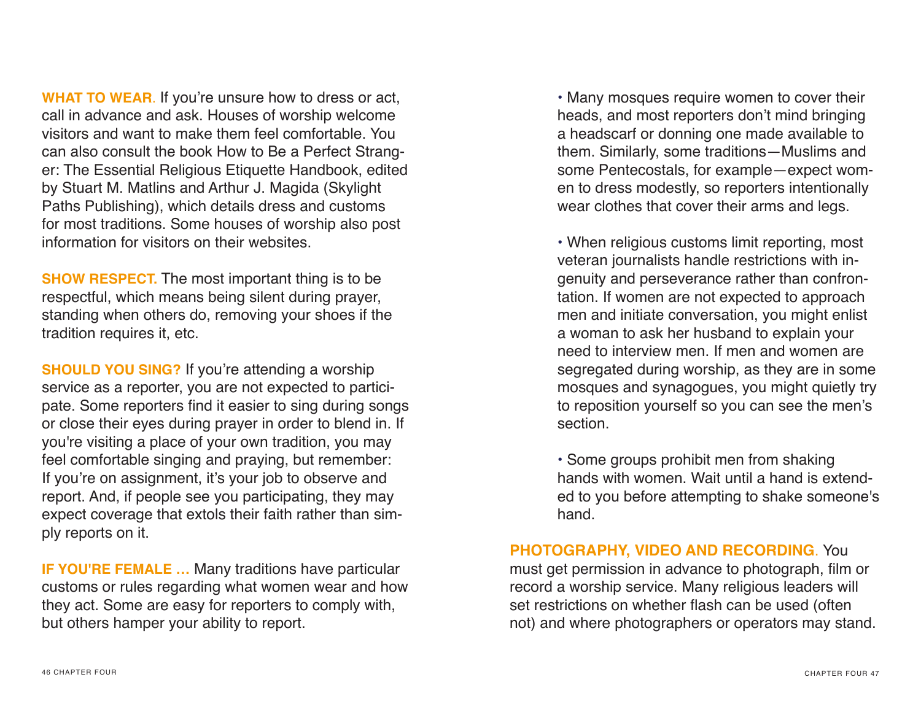**WHAT TO WEAR.** If you're unsure how to dress or act, call in advance and ask. Houses of worship welcome visitors and want to make them feel comfortable. You can also consult the book How to Be a Perfect Stranger: The Essential Religious Etiquette Handbook, edited by Stuart M. Matlins and Arthur J. Magida (Skylight Paths Publishing), which details dress and customs for most traditions. Some houses of worship also post information for visitors on their websites.

**SHOW RESPECT.** The most important thing is to be respectful, which means being silent during prayer, standing when others do, removing your shoes if the tradition requires it, etc.

**SHOULD YOU SING?** If you're attending a worship service as a reporter, you are not expected to participate. Some reporters find it easier to sing during songs or close their eyes during prayer in order to blend in. If you're visiting a place of your own tradition, you may feel comfortable singing and praying, but remember: If you're on assignment, it's your job to observe and report. And, if people see you participating, they may expect coverage that extols their faith rather than simply reports on it.

**IF YOU'RE FEMALE …** Many traditions have particular customs or rules regarding what women wear and how they act. Some are easy for reporters to comply with, but others hamper your ability to report.

- Many mosques require women to cover their heads, and most reporters don't mind bringing a headscarf or donning one made available to them. Similarly, some traditions—Muslims and some Pentecostals, for example—expect women to dress modestly, so reporters intentionally wear clothes that cover their arms and legs.

- When religious customs limit reporting, most veteran journalists handle restrictions with ingenuity and perseverance rather than confrontation. If women are not expected to approach men and initiate conversation, you might enlist a woman to ask her husband to explain your need to interview men. If men and women are segregated during worship, as they are in some mosques and synagogues, you might quietly try to reposition yourself so you can see the men's section.

- Some groups prohibit men from shaking hands with women. Wait until a hand is extended to you before attempting to shake someone's hand.

**PHOTOGRAPHY, VIDEO AND RECORDING.** You must get permission in advance to photograph, film or record a worship service. Many religious leaders will set restrictions on whether flash can be used (often not) and where photographers or operators may stand.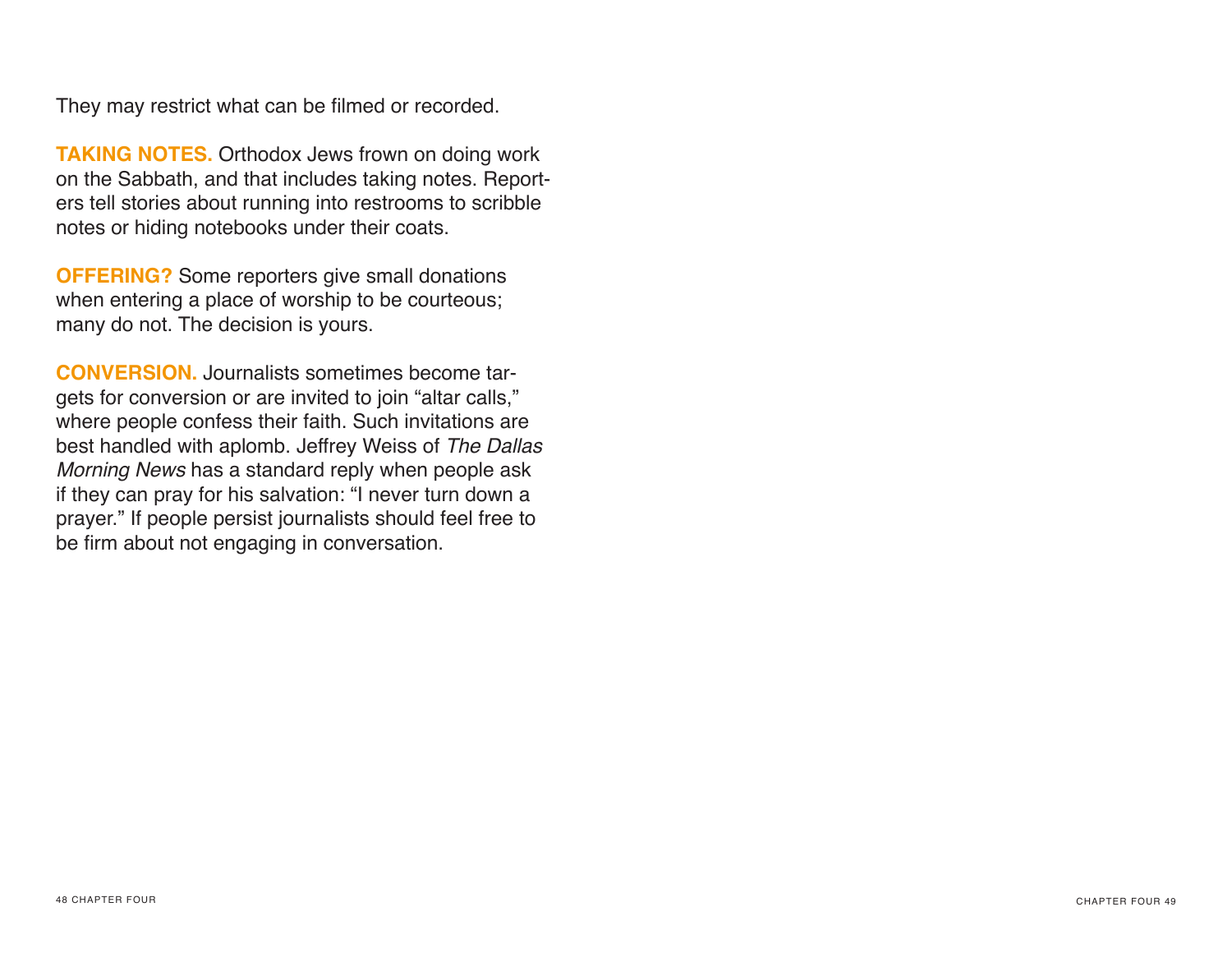They may restrict what can be filmed or recorded.

**TAKING NOTES.** Orthodox Jews frown on doing work on the Sabbath, and that includes taking notes. Reporters tell stories about running into restrooms to scribble notes or hiding notebooks under their coats.

**OFFERING?** Some reporters give small donations when entering a place of worship to be courteous; many do not. The decision is yours.

**CONVERSION.** Journalists sometimes become targets for conversion or are invited to join "altar calls," where people confess their faith. Such invitations are best handled with aplomb. Jeffrey Weiss of *The Dallas Morning News* has a standard reply when people ask if they can pray for his salvation: "I never turn down a prayer." If people persist journalists should feel free to be firm about not engaging in conversation.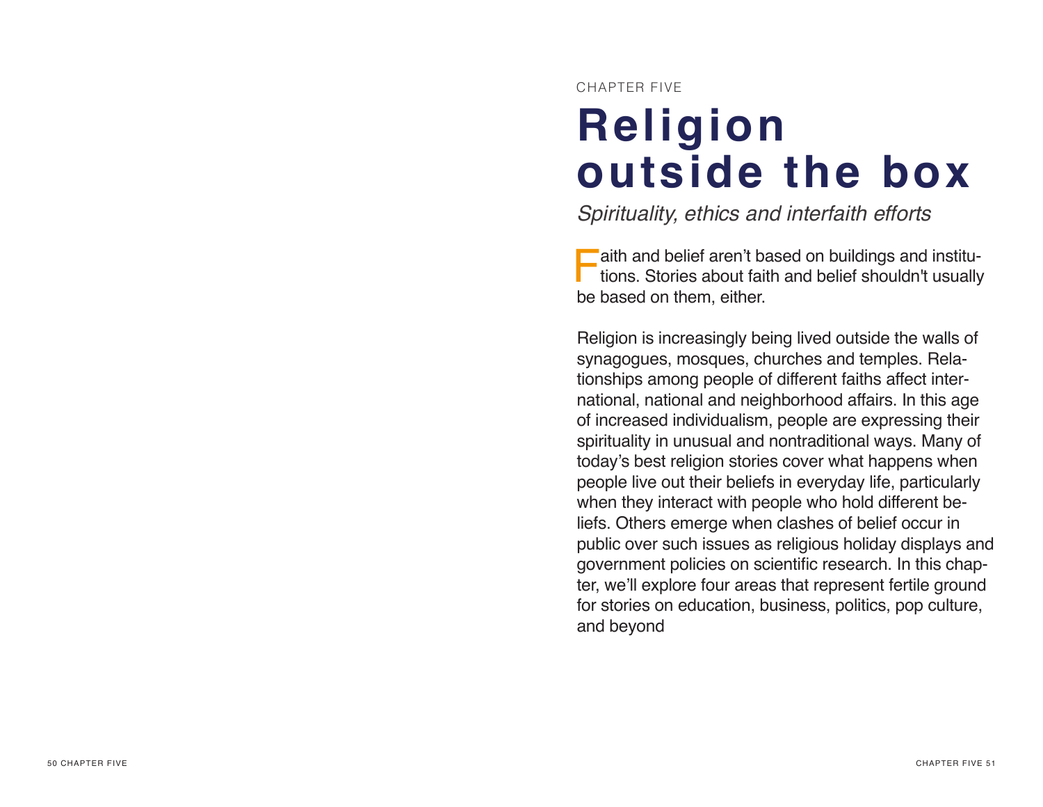CHAPTER FIVE

# Religion outside the box

*Spirituality, ethics and interfaith efforts*

Faith and belief aren't based on buildings and institutions. Stories about faith and belief shouldn't usually be based on them, either.

Religion is increasingly being lived outside the walls of synagogues, mosques, churches and temples. Relationships among people of different faiths affect international, national and neighborhood affairs. In this age of increased individualism, people are expressing their spirituality in unusual and nontraditional ways. Many of today's best religion stories cover what happens when people live out their beliefs in everyday life, particularly when they interact with people who hold different beliefs. Others emerge when clashes of belief occur in public over such issues as religious holiday displays and government policies on scientific research. In this chapter, we'll explore four areas that represent fertile ground for stories on education, business, politics, pop culture, and beyond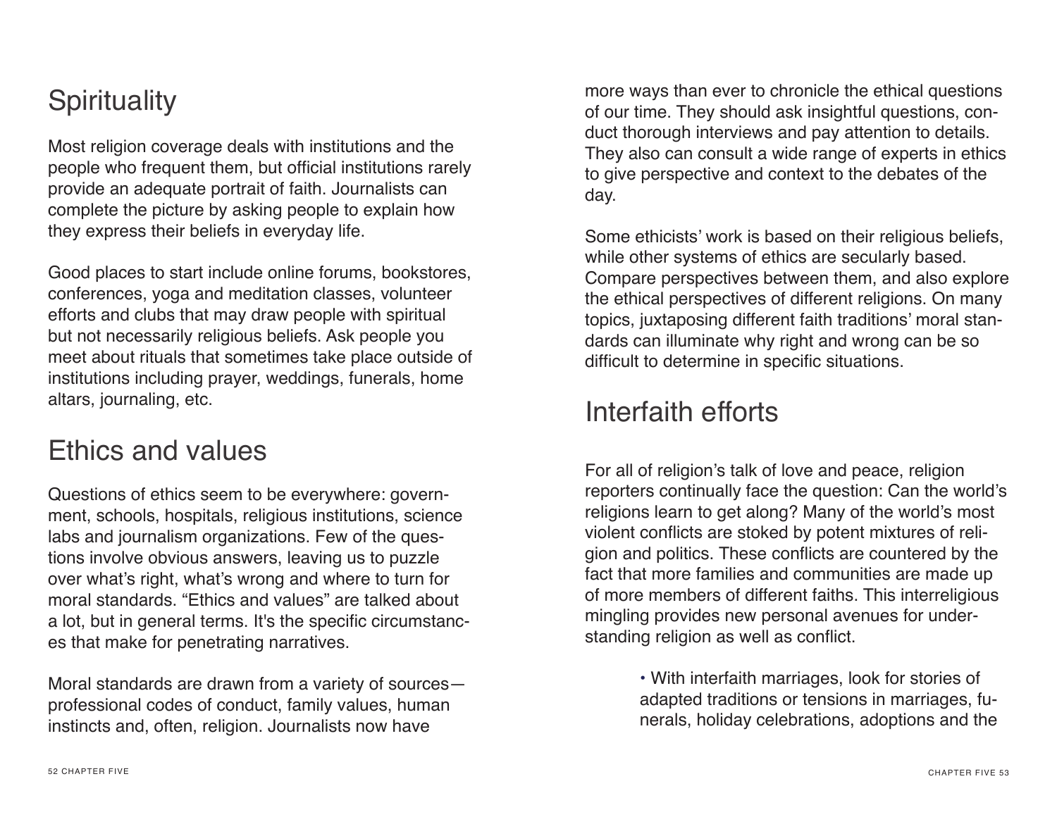## Spirituality

Most religion coverage deals with institutions and the people who frequent them, but official institutions rarely provide an adequate portrait of faith. Journalists can complete the picture by asking people to explain how they express their beliefs in everyday life.

Good places to start include online forums, bookstores, conferences, yoga and meditation classes, volunteer efforts and clubs that may draw people with spiritual but not necessarily religious beliefs. Ask people you meet about rituals that sometimes take place outside of institutions including prayer, weddings, funerals, home altars, journaling, etc.

## Ethics and values

Questions of ethics seem to be everywhere: government, schools, hospitals, religious institutions, science labs and journalism organizations. Few of the questions involve obvious answers, leaving us to puzzle over what's right, what's wrong and where to turn for moral standards. "Ethics and values" are talked about a lot, but in general terms. It's the specific circumstances that make for penetrating narratives.

Moral standards are drawn from a variety of sources—professional codes of conduct, family values, human instincts and, often, religion. Journalists now have more ways than ever to chronicle the ethical questions of our time. They should ask insightful questions, conduct thorough interviews and pay attention to details. They also can consult a wide range of experts in ethics to give perspective and context to the debates of the day.

Some ethicists' work is based on their religious beliefs, while other systems of ethics are secularly based. Compare perspectives between them, and also explore the ethical perspectives of different religions. On many topics, juxtaposing different faith traditions' moral standards can illuminate why right and wrong can be so difficult to determine in specific situations.

## Interfaith efforts

For all of religion's talk of love and peace, religion reporters continually face the question: Can the world's religions learn to get along? Many of the world's most violent conflicts are stoked by potent mixtures of religion and politics. These conflicts are countered by the fact that more families and communities are made up of more members of different faiths. This interreligious mingling provides new personal avenues for understanding religion as well as conflict.

- With interfaith marriages, look for stories of adapted traditions or tensions in marriages, funerals, holiday celebrations, adoptions and the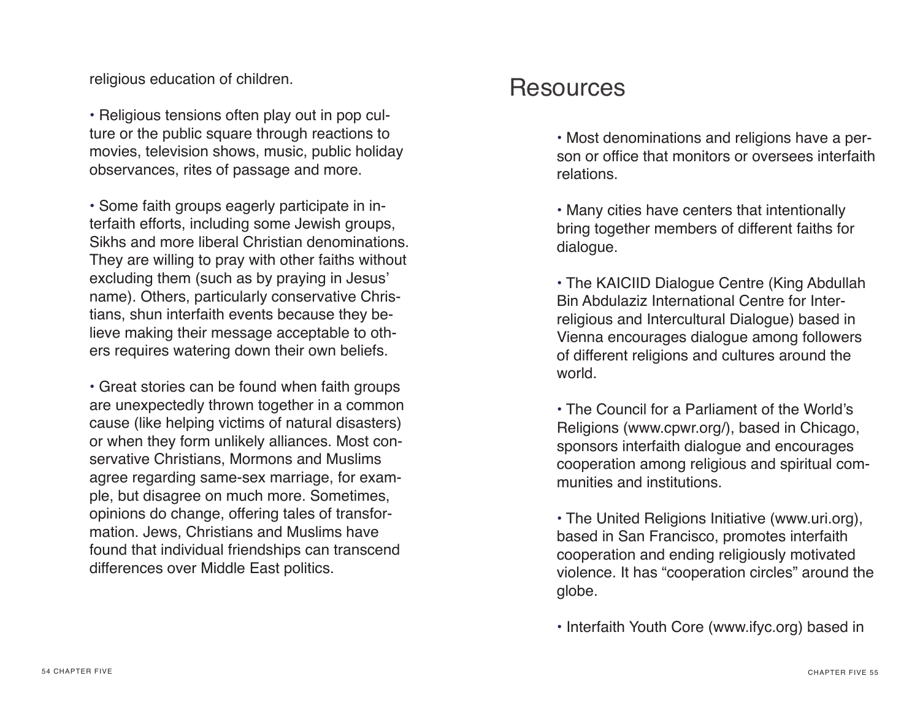religious education of children.

• Religious tensions often play out in pop culture or the public square through reactions to movies, television shows, music, public holiday observances, rites of passage and more.

• Some faith groups eagerly participate in interfaith efforts, including some Jewish groups, Sikhs and more liberal Christian denominations. They are willing to pray with other faiths without excluding them (such as by praying in Jesus' name). Others, particularly conservative Christians, shun interfaith events because they believe making their message acceptable to others requires watering down their own beliefs.

• Great stories can be found when faith groups are unexpectedly thrown together in a common cause (like helping victims of natural disasters) or when they form unlikely alliances. Most conservative Christians, Mormons and Muslims agree regarding same-sex marriage, for example, but disagree on much more. Sometimes, opinions do change, offering tales of transformation. Jews, Christians and Muslims have found that individual friendships can transcend differences over Middle East politics.

# Resources

• Most denominations and religions have a person or office that monitors or oversees interfaith relations.

• Many cities have centers that intentionally bring together members of different faiths for dialogue.

• The KAICIID Dialogue Centre (King Abdullah Bin Abdulaziz International Centre for Interreligious and Intercultural Dialogue) based in Vienna encourages dialogue among followers of different religions and cultures around the world.

• The Council for a Parliament of the World's Religions (www.cpwr.org/), based in Chicago, sponsors interfaith dialogue and encourages cooperation among religious and spiritual communities and institutions.

• The United Religions Initiative (www.uri.org), based in San Francisco, promotes interfaith cooperation and ending religiously motivated violence. It has "cooperation circles" around the globe.

• Interfaith Youth Core (www.ifyc.org) based in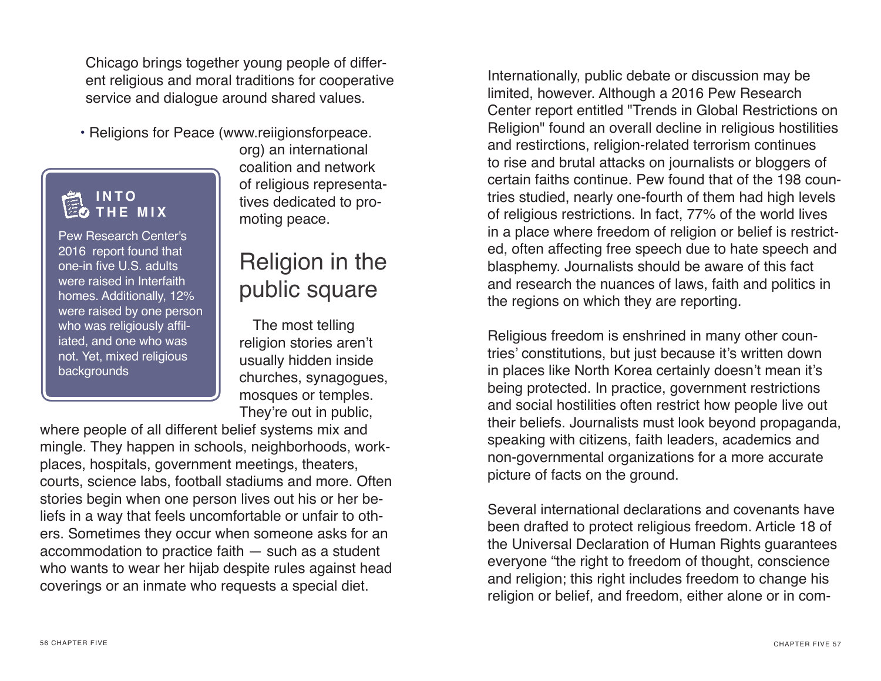Chicago brings together young people of different religious and moral traditions for cooperative service and dialogue around shared values.

- Religions for Peace (www.reiigionsforpeace.org) an international coalition and network of religious representatives dedicated to promoting peace.

> **INTO THE MIX**
>
> Pew Research Center's 2016 report found that one-in five U.S. adults were raised in Interfaith homes. Additionally, 12% were raised by one person who was religiously affiliated, and one who was not. Yet, mixed religious backgrounds

## Religion in the public square

The most telling religion stories aren't usually hidden inside churches, synagogues, mosques or temples. They're out in public, where people of all different belief systems mix and mingle. They happen in schools, neighborhoods, workplaces, hospitals, government meetings, theaters, courts, science labs, football stadiums and more. Often stories begin when one person lives out his or her beliefs in a way that feels uncomfortable or unfair to others. Sometimes they occur when someone asks for an accommodation to practice faith — such as a student who wants to wear her hijab despite rules against head coverings or an inmate who requests a special diet.

Internationally, public debate or discussion may be limited, however. Although a 2016 Pew Research Center report entitled "Trends in Global Restrictions on Religion" found an overall decline in religious hostilities and restirctions, religion-related terrorism continues to rise and brutal attacks on journalists or bloggers of certain faiths continue. Pew found that of the 198 countries studied, nearly one-fourth of them had high levels of religious restrictions. In fact, 77% of the world lives in a place where freedom of religion or belief is restricted, often affecting free speech due to hate speech and blasphemy. Journalists should be aware of this fact and research the nuances of laws, faith and politics in the regions on which they are reporting.

Religious freedom is enshrined in many other countries' constitutions, but just because it's written down in places like North Korea certainly doesn't mean it's being protected. In practice, government restrictions and social hostilities often restrict how people live out their beliefs. Journalists must look beyond propaganda, speaking with citizens, faith leaders, academics and non-governmental organizations for a more accurate picture of facts on the ground.

Several international declarations and covenants have been drafted to protect religious freedom. Article 18 of the Universal Declaration of Human Rights guarantees everyone "the right to freedom of thought, conscience and religion; this right includes freedom to change his religion or belief, and freedom, either alone or in com-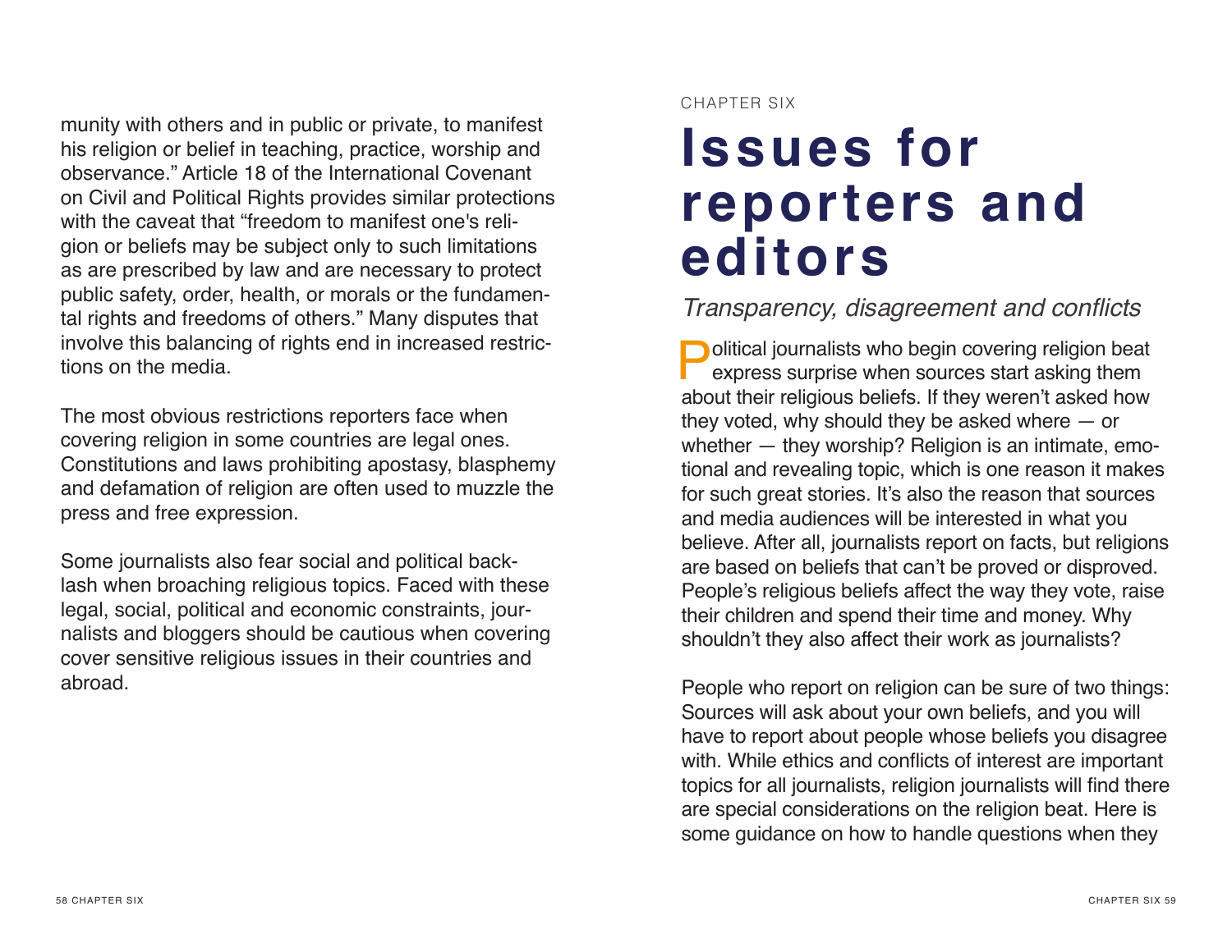munity with others and in public or private, to manifest his religion or belief in teaching, practice, worship and observance." Article 18 of the International Covenant on Civil and Political Rights provides similar protections with the caveat that "freedom to manifest one's religion or beliefs may be subject only to such limitations as are prescribed by law and are necessary to protect public safety, order, health, or morals or the fundamental rights and freedoms of others." Many disputes that involve this balancing of rights end in increased restrictions on the media.

The most obvious restrictions reporters face when covering religion in some countries are legal ones. Constitutions and laws prohibiting apostasy, blasphemy and defamation of religion are often used to muzzle the press and free expression.

Some journalists also fear social and political backlash when broaching religious topics. Faced with these legal, social, political and economic constraints, journalists and bloggers should be cautious when covering cover sensitive religious issues in their countries and abroad.

CHAPTER SIX

# Issues for reporters and editors

*Transparency, disagreement and conflicts*

Political journalists who begin covering religion beat express surprise when sources start asking them about their religious beliefs. If they weren't asked how they voted, why should they be asked where — or whether — they worship? Religion is an intimate, emotional and revealing topic, which is one reason it makes for such great stories. It's also the reason that sources and media audiences will be interested in what you believe. After all, journalists report on facts, but religions are based on beliefs that can't be proved or disproved. People's religious beliefs affect the way they vote, raise their children and spend their time and money. Why shouldn't they also affect their work as journalists?

People who report on religion can be sure of two things: Sources will ask about your own beliefs, and you will have to report about people whose beliefs you disagree with. While ethics and conflicts of interest are important topics for all journalists, religion journalists will find there are special considerations on the religion beat. Here is some guidance on how to handle questions when they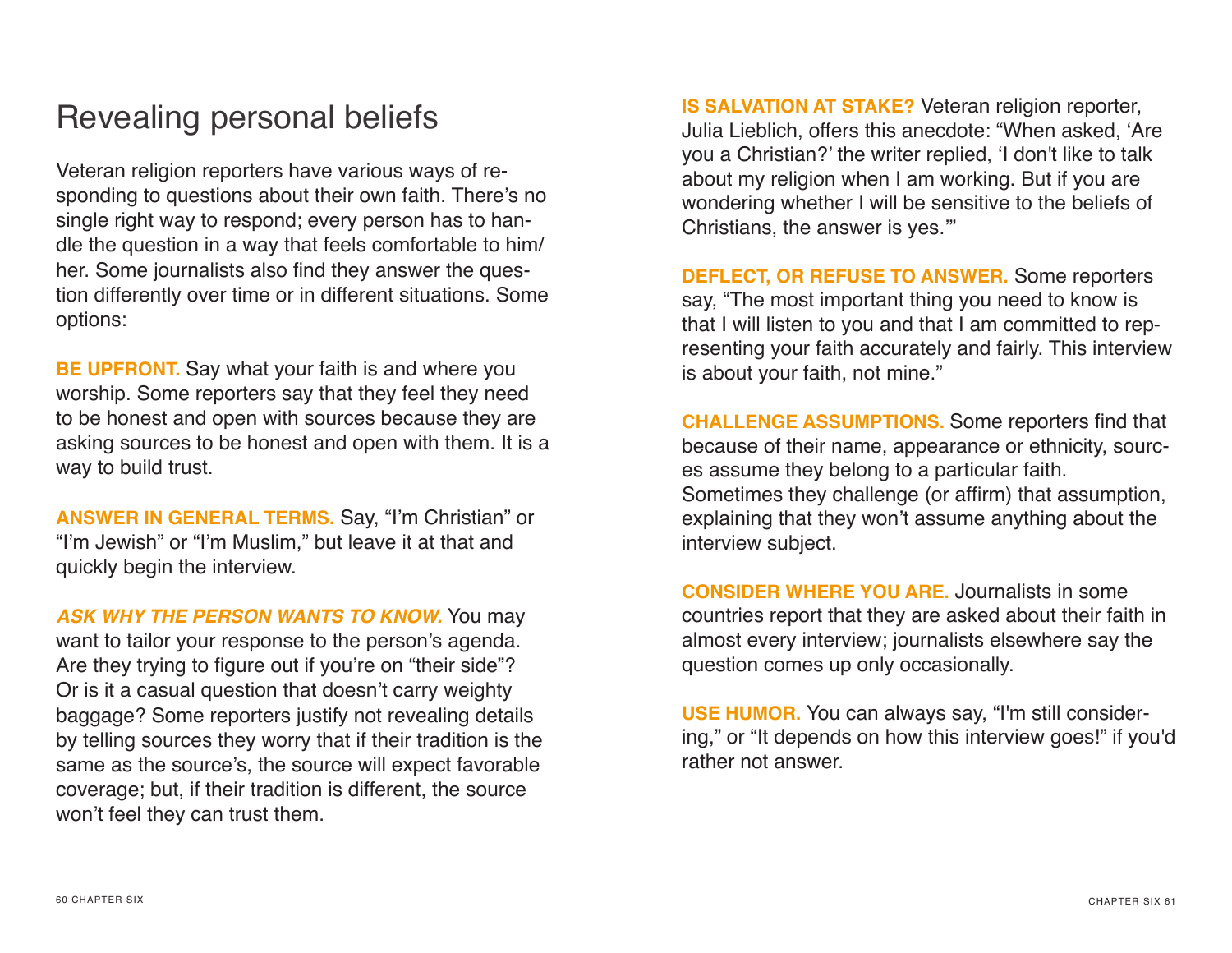# Revealing personal beliefs

Veteran religion reporters have various ways of responding to questions about their own faith. There's no single right way to respond; every person has to handle the question in a way that feels comfortable to him/her. Some journalists also find they answer the question differently over time or in different situations. Some options:

**BE UPFRONT.** Say what your faith is and where you worship. Some reporters say that they feel they need to be honest and open with sources because they are asking sources to be honest and open with them. It is a way to build trust.

**ANSWER IN GENERAL TERMS.** Say, "I'm Christian" or "I'm Jewish" or "I'm Muslim," but leave it at that and quickly begin the interview.

***ASK WHY THE PERSON WANTS TO KNOW.*** You may want to tailor your response to the person's agenda. Are they trying to figure out if you're on "their side"? Or is it a casual question that doesn't carry weighty baggage? Some reporters justify not revealing details by telling sources they worry that if their tradition is the same as the source's, the source will expect favorable coverage; but, if their tradition is different, the source won't feel they can trust them.

**IS SALVATION AT STAKE?** Veteran religion reporter, Julia Lieblich, offers this anecdote: "When asked, 'Are you a Christian?' the writer replied, 'I don't like to talk about my religion when I am working. But if you are wondering whether I will be sensitive to the beliefs of Christians, the answer is yes.'"

**DEFLECT, OR REFUSE TO ANSWER.** Some reporters say, "The most important thing you need to know is that I will listen to you and that I am committed to representing your faith accurately and fairly. This interview is about your faith, not mine."

**CHALLENGE ASSUMPTIONS.** Some reporters find that because of their name, appearance or ethnicity, sources assume they belong to a particular faith. Sometimes they challenge (or affirm) that assumption, explaining that they won't assume anything about the interview subject.

**CONSIDER WHERE YOU ARE.** Journalists in some countries report that they are asked about their faith in almost every interview; journalists elsewhere say the question comes up only occasionally.

**USE HUMOR.** You can always say, "I'm still considering," or "It depends on how this interview goes!" if you'd rather not answer.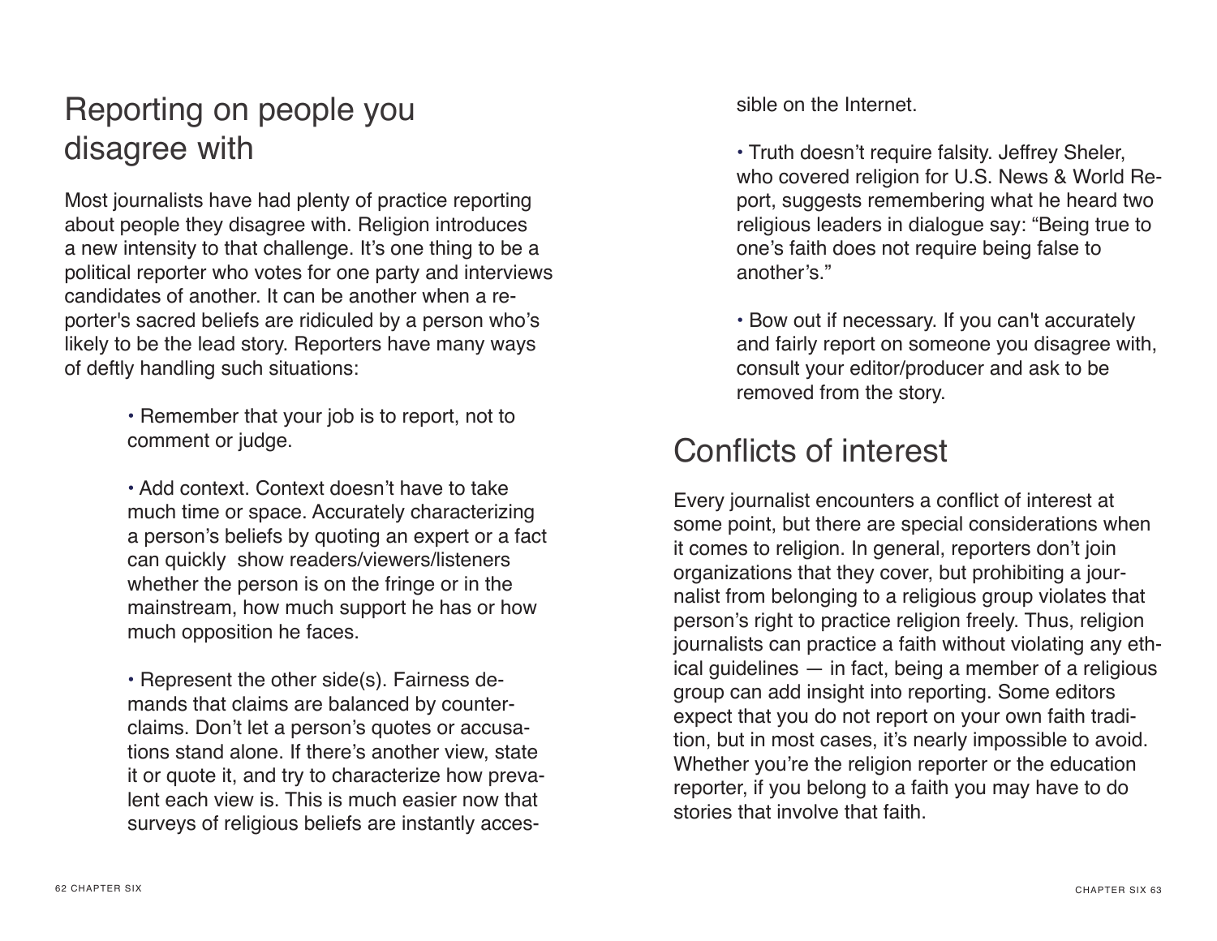## Reporting on people you disagree with

Most journalists have had plenty of practice reporting about people they disagree with. Religion introduces a new intensity to that challenge. It's one thing to be a political reporter who votes for one party and interviews candidates of another. It can be another when a reporter's sacred beliefs are ridiculed by a person who's likely to be the lead story. Reporters have many ways of deftly handling such situations:

- Remember that your job is to report, not to comment or judge.

- Add context. Context doesn't have to take much time or space. Accurately characterizing a person's beliefs by quoting an expert or a fact can quickly show readers/viewers/listeners whether the person is on the fringe or in the mainstream, how much support he has or how much opposition he faces.

- Represent the other side(s). Fairness demands that claims are balanced by counterclaims. Don't let a person's quotes or accusations stand alone. If there's another view, state it or quote it, and try to characterize how prevalent each view is. This is much easier now that surveys of religious beliefs are instantly accessible on the Internet.

- Truth doesn't require falsity. Jeffrey Sheler, who covered religion for U.S. News & World Report, suggests remembering what he heard two religious leaders in dialogue say: "Being true to one's faith does not require being false to another's."

- Bow out if necessary. If you can't accurately and fairly report on someone you disagree with, consult your editor/producer and ask to be removed from the story.

## Conflicts of interest

Every journalist encounters a conflict of interest at some point, but there are special considerations when it comes to religion. In general, reporters don't join organizations that they cover, but prohibiting a journalist from belonging to a religious group violates that person's right to practice religion freely. Thus, religion journalists can practice a faith without violating any ethical guidelines — in fact, being a member of a religious group can add insight into reporting. Some editors expect that you do not report on your own faith tradition, but in most cases, it's nearly impossible to avoid. Whether you're the religion reporter or the education reporter, if you belong to a faith you may have to do stories that involve that faith.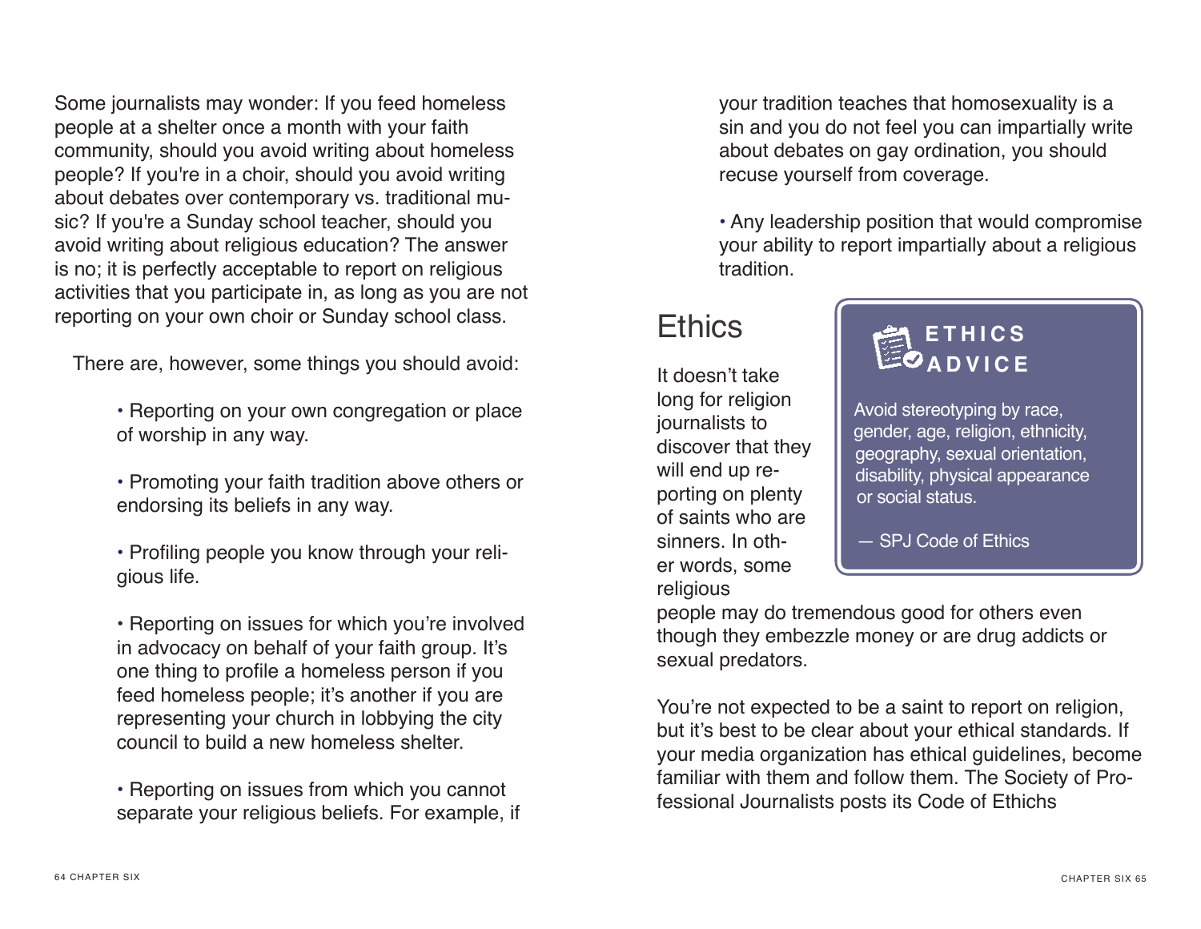Some journalists may wonder: If you feed homeless people at a shelter once a month with your faith community, should you avoid writing about homeless people? If you're in a choir, should you avoid writing about debates over contemporary vs. traditional music? If you're a Sunday school teacher, should you avoid writing about religious education? The answer is no; it is perfectly acceptable to report on religious activities that you participate in, as long as you are not reporting on your own choir or Sunday school class.

There are, however, some things you should avoid:

- Reporting on your own congregation or place of worship in any way.
- Promoting your faith tradition above others or endorsing its beliefs in any way.
- Profiling people you know through your religious life.
- Reporting on issues for which you're involved in advocacy on behalf of your faith group. It's one thing to profile a homeless person if you feed homeless people; it's another if you are representing your church in lobbying the city council to build a new homeless shelter.
- Reporting on issues from which you cannot separate your religious beliefs. For example, if your tradition teaches that homosexuality is a sin and you do not feel you can impartially write about debates on gay ordination, you should recuse yourself from coverage.
- Any leadership position that would compromise your ability to report impartially about a religious tradition.

## Ethics

> **ETHICS ADVICE**
>
> Avoid stereotyping by race, gender, age, religion, ethnicity, geography, sexual orientation, disability, physical appearance or social status.
>
> — SPJ Code of Ethics

It doesn't take long for religion journalists to discover that they will end up reporting on plenty of saints who are sinners. In other words, some religious people may do tremendous good for others even though they embezzle money or are drug addicts or sexual predators.

You're not expected to be a saint to report on religion, but it's best to be clear about your ethical standards. If your media organization has ethical guidelines, become familiar with them and follow them. The Society of Professional Journalists posts its Code of Ethichs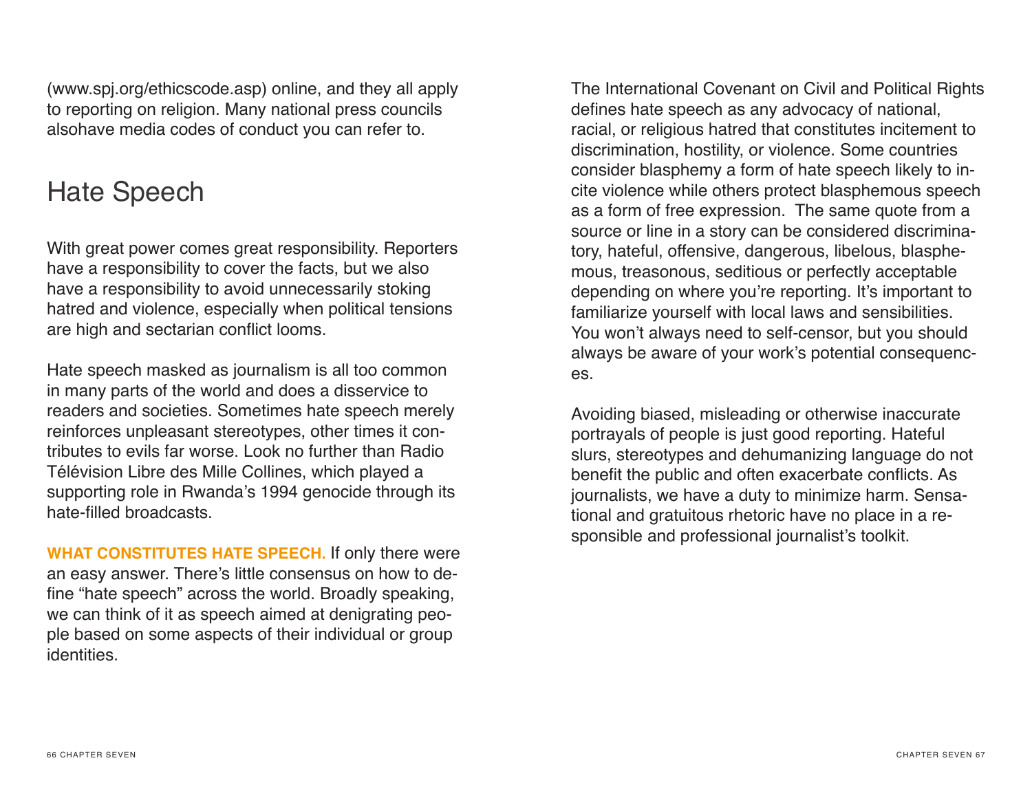(www.spj.org/ethicscode.asp) online, and they all apply to reporting on religion. Many national press councils alsohave media codes of conduct you can refer to.

## Hate Speech

With great power comes great responsibility. Reporters have a responsibility to cover the facts, but we also have a responsibility to avoid unnecessarily stoking hatred and violence, especially when political tensions are high and sectarian conflict looms.

Hate speech masked as journalism is all too common in many parts of the world and does a disservice to readers and societies. Sometimes hate speech merely reinforces unpleasant stereotypes, other times it contributes to evils far worse. Look no further than Radio Télévision Libre des Mille Collines, which played a supporting role in Rwanda's 1994 genocide through its hate-filled broadcasts.

**WHAT CONSTITUTES HATE SPEECH.** If only there were an easy answer. There's little consensus on how to define "hate speech" across the world. Broadly speaking, we can think of it as speech aimed at denigrating people based on some aspects of their individual or group identities.

The International Covenant on Civil and Political Rights defines hate speech as any advocacy of national, racial, or religious hatred that constitutes incitement to discrimination, hostility, or violence. Some countries consider blasphemy a form of hate speech likely to incite violence while others protect blasphemous speech as a form of free expression. The same quote from a source or line in a story can be considered discriminatory, hateful, offensive, dangerous, libelous, blasphemous, treasonous, seditious or perfectly acceptable depending on where you're reporting. It's important to familiarize yourself with local laws and sensibilities. You won't always need to self-censor, but you should always be aware of your work's potential consequences.

Avoiding biased, misleading or otherwise inaccurate portrayals of people is just good reporting. Hateful slurs, stereotypes and dehumanizing language do not benefit the public and often exacerbate conflicts. As journalists, we have a duty to minimize harm. Sensational and gratuitous rhetoric have no place in a responsible and professional journalist's toolkit.